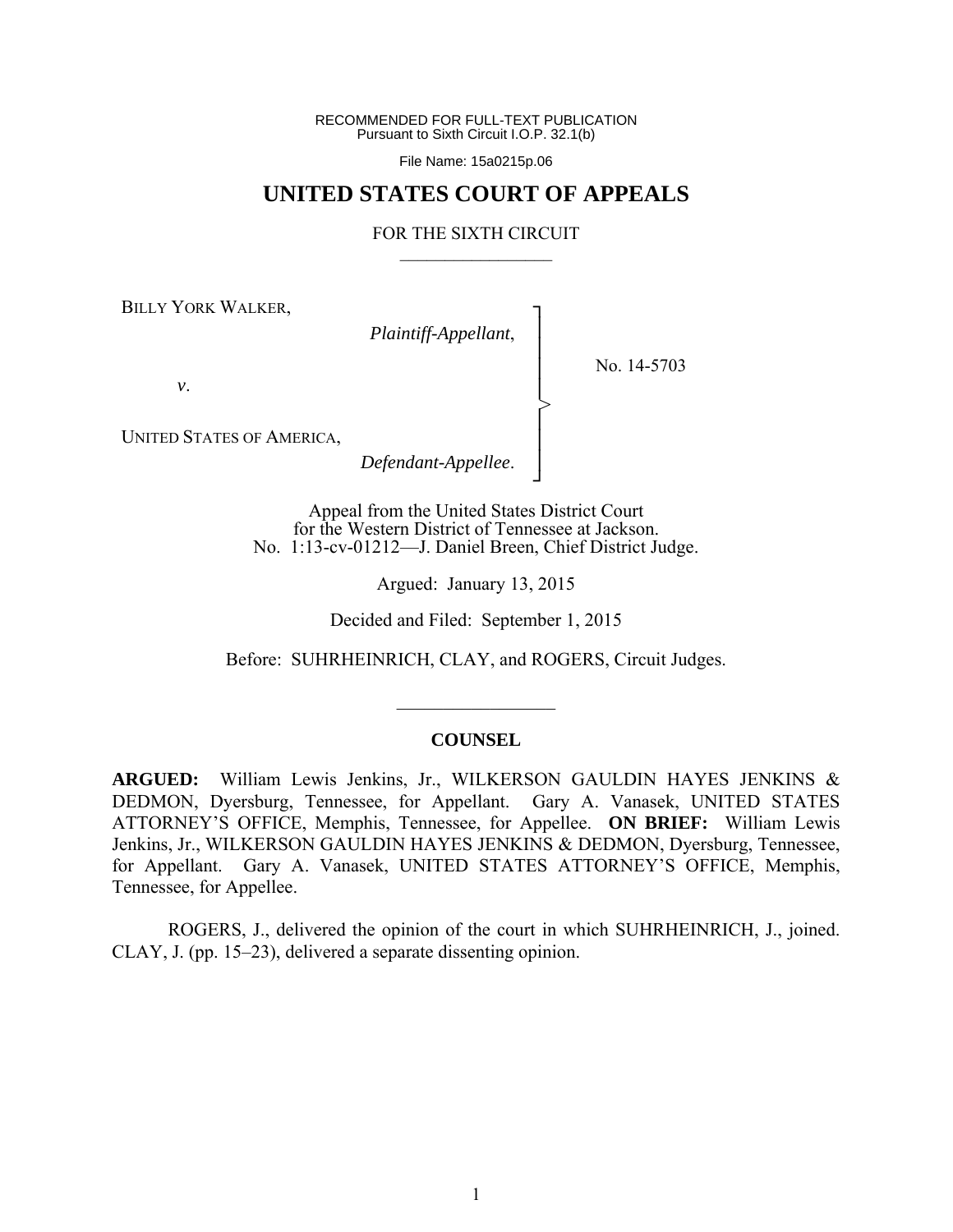RECOMMENDED FOR FULL-TEXT PUBLICATION
Pursuant to Sixth Circuit I.O.P. 32.1(b)

File Name: 15a0215p.06

# UNITED STATES COURT OF APPEALS

## FOR THE SIXTH CIRCUIT

BILLY YORK WALKER,

*Plaintiff-Appellant*,

*v*.

UNITED STATES OF AMERICA,

*Defendant-Appellee*.

No. 14-5703

Appeal from the United States District Court
for the Western District of Tennessee at Jackson.
No. 1:13-cv-01212—J. Daniel Breen, Chief District Judge.

Argued: January 13, 2015

Decided and Filed: September 1, 2015

Before: SUHRHEINRICH, CLAY, and ROGERS, Circuit Judges.

### COUNSEL

**ARGUED:** William Lewis Jenkins, Jr., WILKERSON GAULDIN HAYES JENKINS & DEDMON, Dyersburg, Tennessee, for Appellant. Gary A. Vanasek, UNITED STATES ATTORNEY'S OFFICE, Memphis, Tennessee, for Appellee. **ON BRIEF:** William Lewis Jenkins, Jr., WILKERSON GAULDIN HAYES JENKINS & DEDMON, Dyersburg, Tennessee, for Appellant. Gary A. Vanasek, UNITED STATES ATTORNEY'S OFFICE, Memphis, Tennessee, for Appellee.

ROGERS, J., delivered the opinion of the court in which SUHRHEINRICH, J., joined. CLAY, J. (pp. 15–23), delivered a separate dissenting opinion.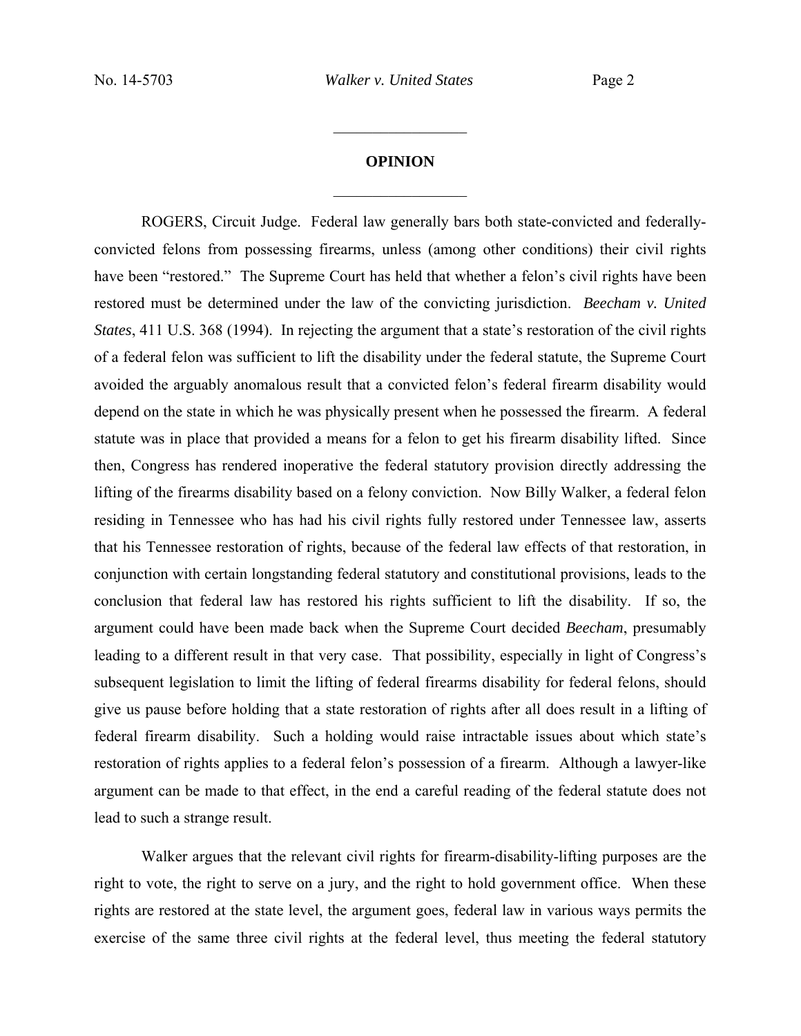## OPINION

ROGERS, Circuit Judge. Federal law generally bars both state-convicted and federally-convicted felons from possessing firearms, unless (among other conditions) their civil rights have been "restored." The Supreme Court has held that whether a felon's civil rights have been restored must be determined under the law of the convicting jurisdiction. *Beecham v. United States*, 411 U.S. 368 (1994). In rejecting the argument that a state's restoration of the civil rights of a federal felon was sufficient to lift the disability under the federal statute, the Supreme Court avoided the arguably anomalous result that a convicted felon's federal firearm disability would depend on the state in which he was physically present when he possessed the firearm. A federal statute was in place that provided a means for a felon to get his firearm disability lifted. Since then, Congress has rendered inoperative the federal statutory provision directly addressing the lifting of the firearms disability based on a felony conviction. Now Billy Walker, a federal felon residing in Tennessee who has had his civil rights fully restored under Tennessee law, asserts that his Tennessee restoration of rights, because of the federal law effects of that restoration, in conjunction with certain longstanding federal statutory and constitutional provisions, leads to the conclusion that federal law has restored his rights sufficient to lift the disability. If so, the argument could have been made back when the Supreme Court decided *Beecham*, presumably leading to a different result in that very case. That possibility, especially in light of Congress's subsequent legislation to limit the lifting of federal firearms disability for federal felons, should give us pause before holding that a state restoration of rights after all does result in a lifting of federal firearm disability. Such a holding would raise intractable issues about which state's restoration of rights applies to a federal felon's possession of a firearm. Although a lawyer-like argument can be made to that effect, in the end a careful reading of the federal statute does not lead to such a strange result.

Walker argues that the relevant civil rights for firearm-disability-lifting purposes are the right to vote, the right to serve on a jury, and the right to hold government office. When these rights are restored at the state level, the argument goes, federal law in various ways permits the exercise of the same three civil rights at the federal level, thus meeting the federal statutory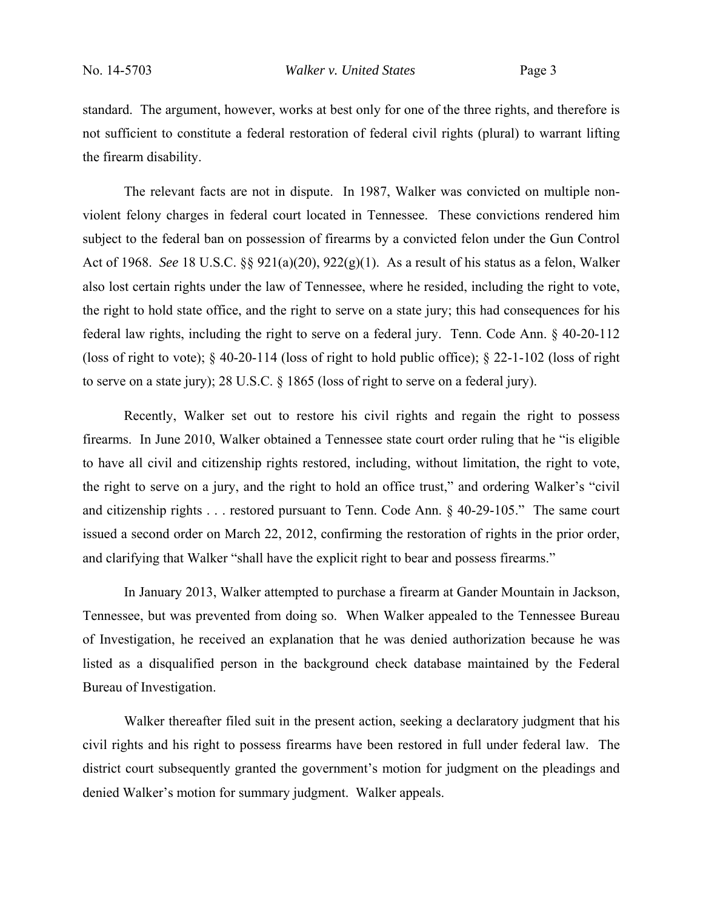standard. The argument, however, works at best only for one of the three rights, and therefore is not sufficient to constitute a federal restoration of federal civil rights (plural) to warrant lifting the firearm disability.

The relevant facts are not in dispute. In 1987, Walker was convicted on multiple non-violent felony charges in federal court located in Tennessee. These convictions rendered him subject to the federal ban on possession of firearms by a convicted felon under the Gun Control Act of 1968. *See* 18 U.S.C. §§ 921(a)(20), 922(g)(1). As a result of his status as a felon, Walker also lost certain rights under the law of Tennessee, where he resided, including the right to vote, the right to hold state office, and the right to serve on a state jury; this had consequences for his federal law rights, including the right to serve on a federal jury. Tenn. Code Ann. § 40-20-112 (loss of right to vote); § 40-20-114 (loss of right to hold public office); § 22-1-102 (loss of right to serve on a state jury); 28 U.S.C. § 1865 (loss of right to serve on a federal jury).

Recently, Walker set out to restore his civil rights and regain the right to possess firearms. In June 2010, Walker obtained a Tennessee state court order ruling that he "is eligible to have all civil and citizenship rights restored, including, without limitation, the right to vote, the right to serve on a jury, and the right to hold an office trust," and ordering Walker's "civil and citizenship rights . . . restored pursuant to Tenn. Code Ann. § 40-29-105." The same court issued a second order on March 22, 2012, confirming the restoration of rights in the prior order, and clarifying that Walker "shall have the explicit right to bear and possess firearms."

In January 2013, Walker attempted to purchase a firearm at Gander Mountain in Jackson, Tennessee, but was prevented from doing so. When Walker appealed to the Tennessee Bureau of Investigation, he received an explanation that he was denied authorization because he was listed as a disqualified person in the background check database maintained by the Federal Bureau of Investigation.

Walker thereafter filed suit in the present action, seeking a declaratory judgment that his civil rights and his right to possess firearms have been restored in full under federal law. The district court subsequently granted the government's motion for judgment on the pleadings and denied Walker's motion for summary judgment. Walker appeals.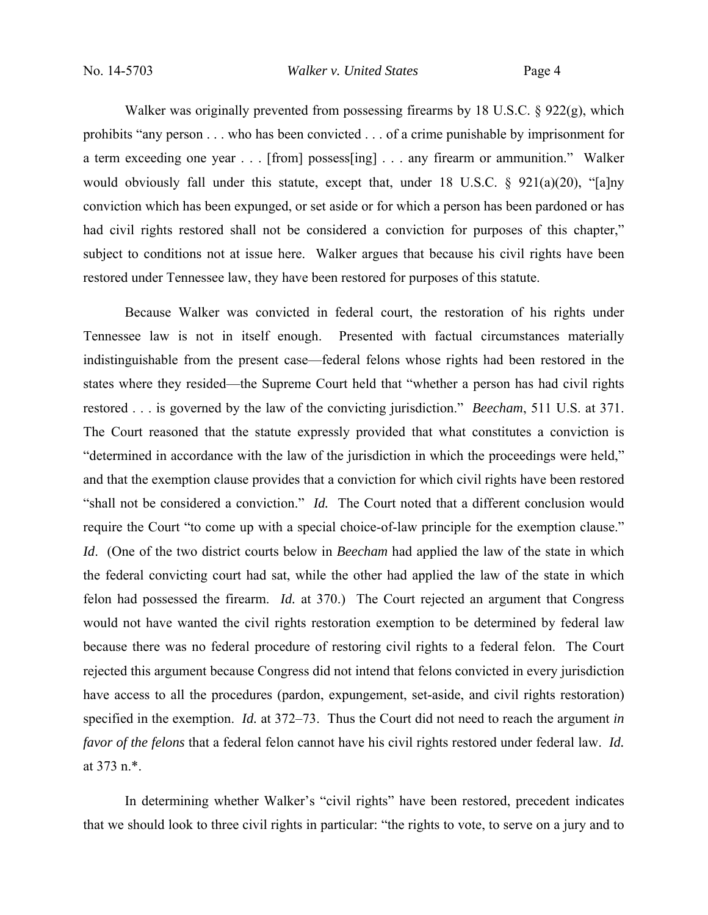Walker was originally prevented from possessing firearms by 18 U.S.C. § 922(g), which prohibits "any person . . . who has been convicted . . . of a crime punishable by imprisonment for a term exceeding one year . . . [from] possess[ing] . . . any firearm or ammunition." Walker would obviously fall under this statute, except that, under 18 U.S.C. § 921(a)(20), "[a]ny conviction which has been expunged, or set aside or for which a person has been pardoned or has had civil rights restored shall not be considered a conviction for purposes of this chapter," subject to conditions not at issue here. Walker argues that because his civil rights have been restored under Tennessee law, they have been restored for purposes of this statute.

Because Walker was convicted in federal court, the restoration of his rights under Tennessee law is not in itself enough. Presented with factual circumstances materially indistinguishable from the present case—federal felons whose rights had been restored in the states where they resided—the Supreme Court held that "whether a person has had civil rights restored . . . is governed by the law of the convicting jurisdiction." *Beecham*, 511 U.S. at 371. The Court reasoned that the statute expressly provided that what constitutes a conviction is "determined in accordance with the law of the jurisdiction in which the proceedings were held," and that the exemption clause provides that a conviction for which civil rights have been restored "shall not be considered a conviction." *Id.* The Court noted that a different conclusion would require the Court "to come up with a special choice-of-law principle for the exemption clause." *Id*. (One of the two district courts below in *Beecham* had applied the law of the state in which the federal convicting court had sat, while the other had applied the law of the state in which felon had possessed the firearm. *Id.* at 370.) The Court rejected an argument that Congress would not have wanted the civil rights restoration exemption to be determined by federal law because there was no federal procedure of restoring civil rights to a federal felon. The Court rejected this argument because Congress did not intend that felons convicted in every jurisdiction have access to all the procedures (pardon, expungement, set-aside, and civil rights restoration) specified in the exemption. *Id.* at 372–73. Thus the Court did not need to reach the argument *in favor of the felons* that a federal felon cannot have his civil rights restored under federal law. *Id.* at 373 n.*.

In determining whether Walker's "civil rights" have been restored, precedent indicates that we should look to three civil rights in particular: "the rights to vote, to serve on a jury and to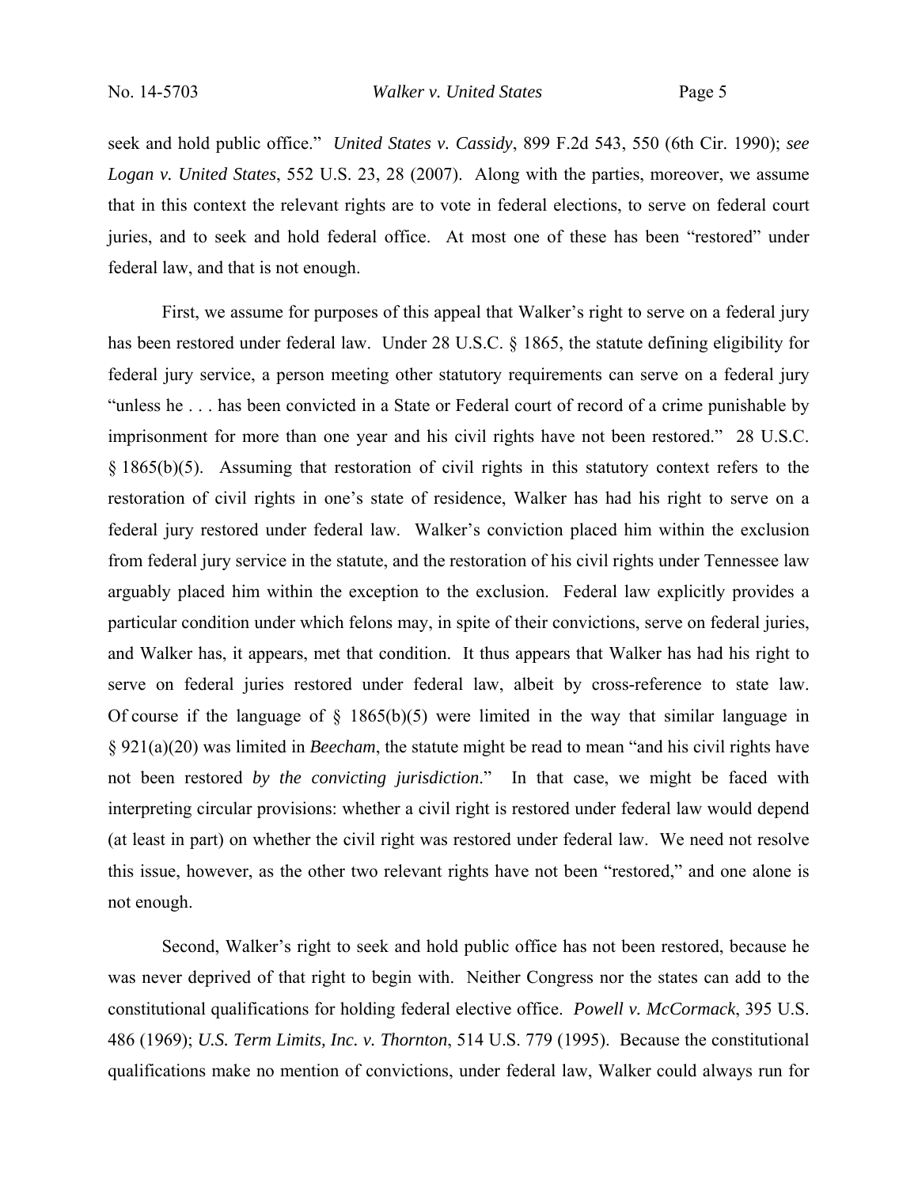seek and hold public office." *United States v. Cassidy*, 899 F.2d 543, 550 (6th Cir. 1990); *see Logan v. United States*, 552 U.S. 23, 28 (2007). Along with the parties, moreover, we assume that in this context the relevant rights are to vote in federal elections, to serve on federal court juries, and to seek and hold federal office. At most one of these has been "restored" under federal law, and that is not enough.

First, we assume for purposes of this appeal that Walker's right to serve on a federal jury has been restored under federal law. Under 28 U.S.C. § 1865, the statute defining eligibility for federal jury service, a person meeting other statutory requirements can serve on a federal jury "unless he . . . has been convicted in a State or Federal court of record of a crime punishable by imprisonment for more than one year and his civil rights have not been restored." 28 U.S.C. § 1865(b)(5). Assuming that restoration of civil rights in this statutory context refers to the restoration of civil rights in one's state of residence, Walker has had his right to serve on a federal jury restored under federal law. Walker's conviction placed him within the exclusion from federal jury service in the statute, and the restoration of his civil rights under Tennessee law arguably placed him within the exception to the exclusion. Federal law explicitly provides a particular condition under which felons may, in spite of their convictions, serve on federal juries, and Walker has, it appears, met that condition. It thus appears that Walker has had his right to serve on federal juries restored under federal law, albeit by cross-reference to state law. Of course if the language of § 1865(b)(5) were limited in the way that similar language in § 921(a)(20) was limited in *Beecham*, the statute might be read to mean "and his civil rights have not been restored *by the convicting jurisdiction*." In that case, we might be faced with interpreting circular provisions: whether a civil right is restored under federal law would depend (at least in part) on whether the civil right was restored under federal law. We need not resolve this issue, however, as the other two relevant rights have not been "restored," and one alone is not enough.

Second, Walker's right to seek and hold public office has not been restored, because he was never deprived of that right to begin with. Neither Congress nor the states can add to the constitutional qualifications for holding federal elective office. *Powell v. McCormack*, 395 U.S. 486 (1969); *U.S. Term Limits, Inc. v. Thornton*, 514 U.S. 779 (1995). Because the constitutional qualifications make no mention of convictions, under federal law, Walker could always run for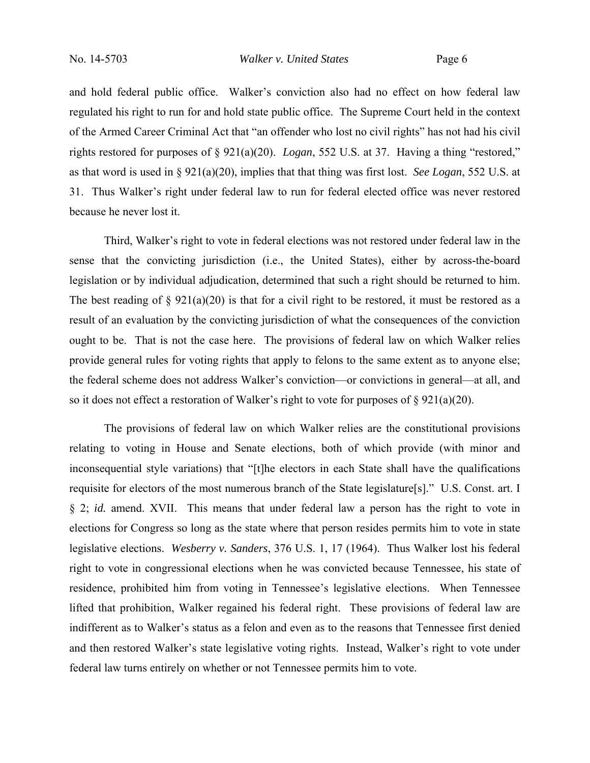and hold federal public office. Walker's conviction also had no effect on how federal law regulated his right to run for and hold state public office. The Supreme Court held in the context of the Armed Career Criminal Act that "an offender who lost no civil rights" has not had his civil rights restored for purposes of § 921(a)(20). *Logan*, 552 U.S. at 37. Having a thing "restored," as that word is used in § 921(a)(20), implies that that thing was first lost. *See Logan*, 552 U.S. at 31. Thus Walker's right under federal law to run for federal elected office was never restored because he never lost it.

Third, Walker's right to vote in federal elections was not restored under federal law in the sense that the convicting jurisdiction (i.e., the United States), either by across-the-board legislation or by individual adjudication, determined that such a right should be returned to him. The best reading of § 921(a)(20) is that for a civil right to be restored, it must be restored as a result of an evaluation by the convicting jurisdiction of what the consequences of the conviction ought to be. That is not the case here. The provisions of federal law on which Walker relies provide general rules for voting rights that apply to felons to the same extent as to anyone else; the federal scheme does not address Walker's conviction—or convictions in general—at all, and so it does not effect a restoration of Walker's right to vote for purposes of § 921(a)(20).

The provisions of federal law on which Walker relies are the constitutional provisions relating to voting in House and Senate elections, both of which provide (with minor and inconsequential style variations) that "[t]he electors in each State shall have the qualifications requisite for electors of the most numerous branch of the State legislature[s]." U.S. Const. art. I § 2; *id.* amend. XVII. This means that under federal law a person has the right to vote in elections for Congress so long as the state where that person resides permits him to vote in state legislative elections. *Wesberry v. Sanders*, 376 U.S. 1, 17 (1964). Thus Walker lost his federal right to vote in congressional elections when he was convicted because Tennessee, his state of residence, prohibited him from voting in Tennessee's legislative elections. When Tennessee lifted that prohibition, Walker regained his federal right. These provisions of federal law are indifferent as to Walker's status as a felon and even as to the reasons that Tennessee first denied and then restored Walker's state legislative voting rights. Instead, Walker's right to vote under federal law turns entirely on whether or not Tennessee permits him to vote.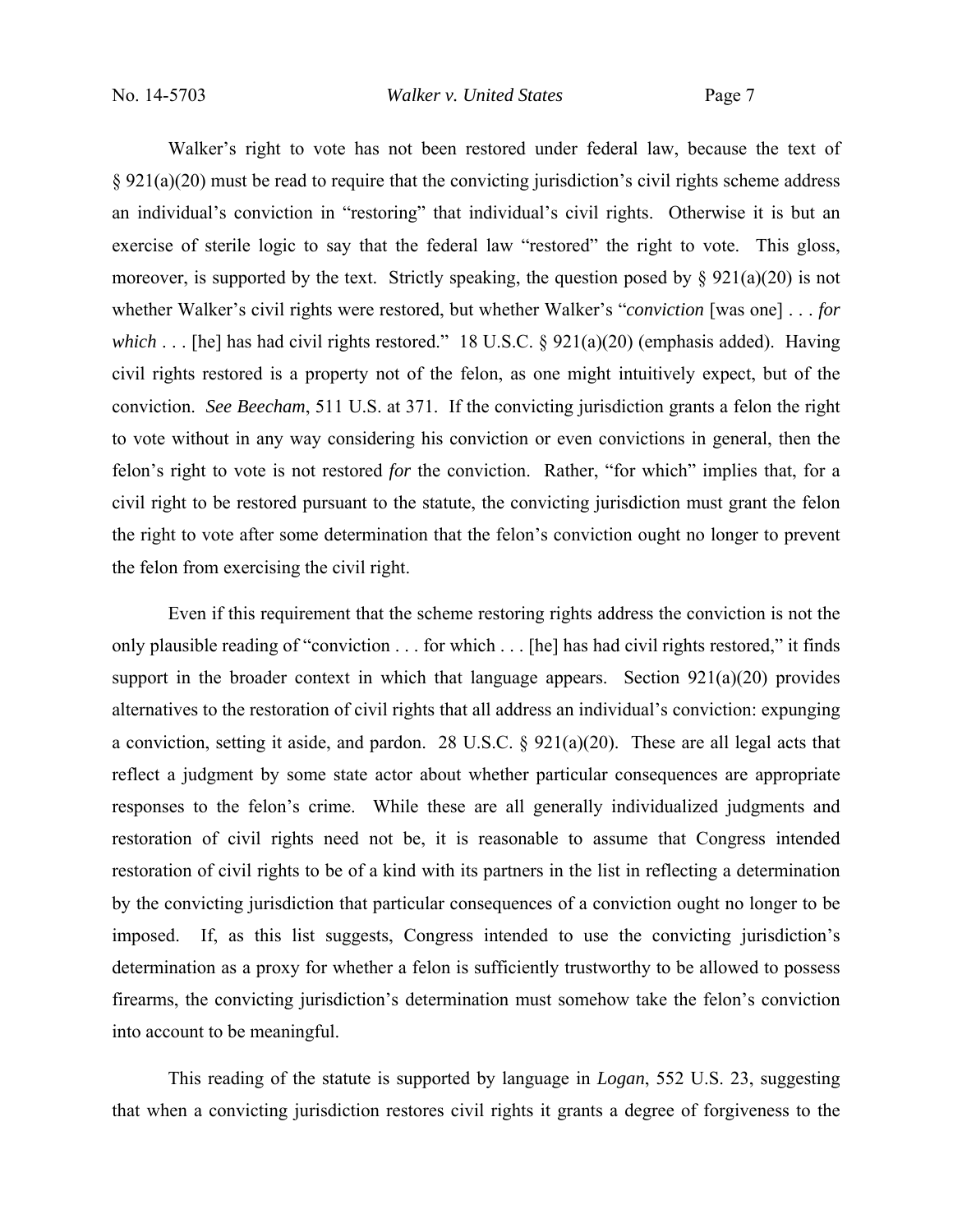Walker's right to vote has not been restored under federal law, because the text of § 921(a)(20) must be read to require that the convicting jurisdiction's civil rights scheme address an individual's conviction in "restoring" that individual's civil rights. Otherwise it is but an exercise of sterile logic to say that the federal law "restored" the right to vote. This gloss, moreover, is supported by the text. Strictly speaking, the question posed by § 921(a)(20) is not whether Walker's civil rights were restored, but whether Walker's "*conviction* [was one] . . . *for which* . . . [he] has had civil rights restored." 18 U.S.C. § 921(a)(20) (emphasis added). Having civil rights restored is a property not of the felon, as one might intuitively expect, but of the conviction. *See Beecham*, 511 U.S. at 371. If the convicting jurisdiction grants a felon the right to vote without in any way considering his conviction or even convictions in general, then the felon's right to vote is not restored *for* the conviction. Rather, "for which" implies that, for a civil right to be restored pursuant to the statute, the convicting jurisdiction must grant the felon the right to vote after some determination that the felon's conviction ought no longer to prevent the felon from exercising the civil right.

Even if this requirement that the scheme restoring rights address the conviction is not the only plausible reading of "conviction . . . for which . . . [he] has had civil rights restored," it finds support in the broader context in which that language appears. Section 921(a)(20) provides alternatives to the restoration of civil rights that all address an individual's conviction: expunging a conviction, setting it aside, and pardon. 28 U.S.C. § 921(a)(20). These are all legal acts that reflect a judgment by some state actor about whether particular consequences are appropriate responses to the felon's crime. While these are all generally individualized judgments and restoration of civil rights need not be, it is reasonable to assume that Congress intended restoration of civil rights to be of a kind with its partners in the list in reflecting a determination by the convicting jurisdiction that particular consequences of a conviction ought no longer to be imposed. If, as this list suggests, Congress intended to use the convicting jurisdiction's determination as a proxy for whether a felon is sufficiently trustworthy to be allowed to possess firearms, the convicting jurisdiction's determination must somehow take the felon's conviction into account to be meaningful.

This reading of the statute is supported by language in *Logan*, 552 U.S. 23, suggesting that when a convicting jurisdiction restores civil rights it grants a degree of forgiveness to the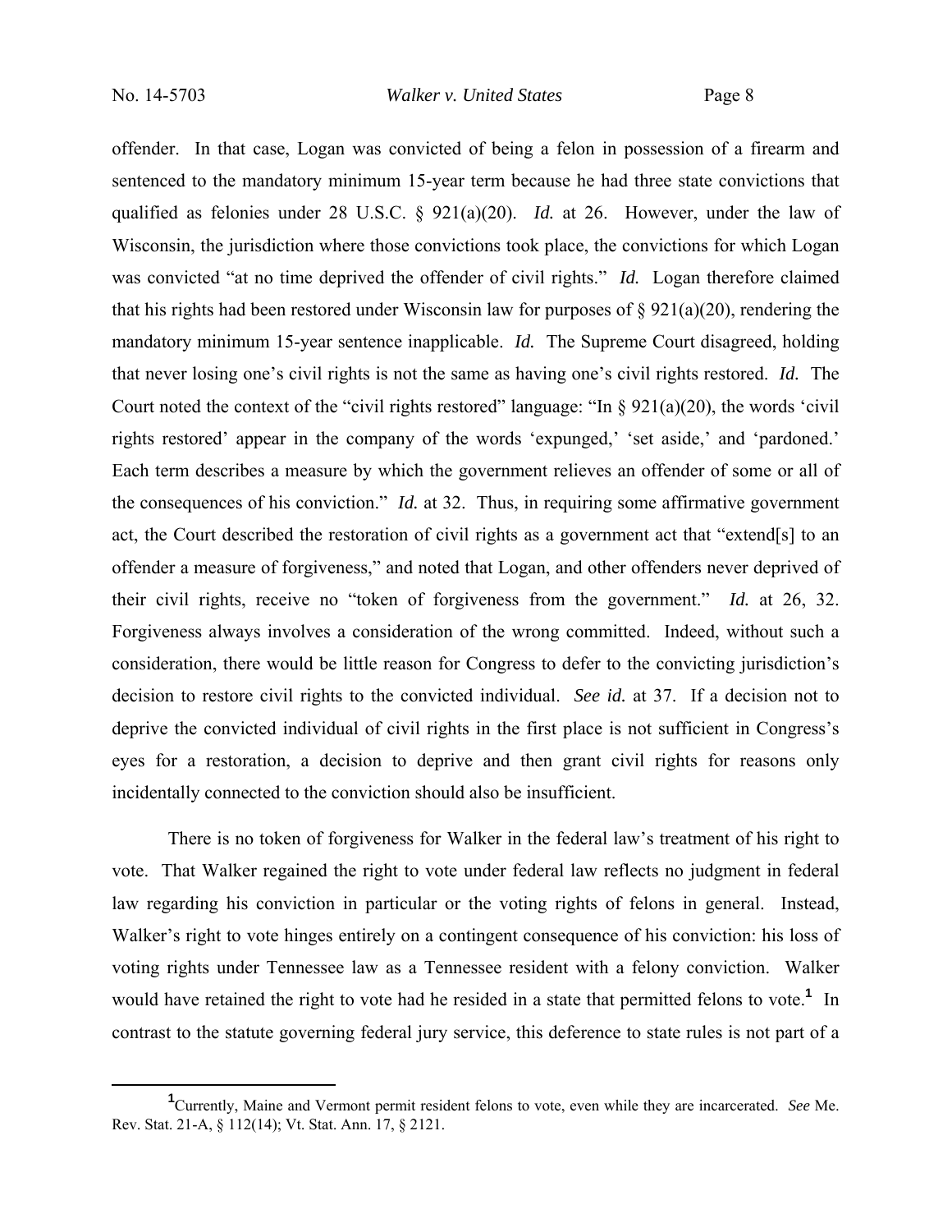offender. In that case, Logan was convicted of being a felon in possession of a firearm and sentenced to the mandatory minimum 15-year term because he had three state convictions that qualified as felonies under 28 U.S.C. § 921(a)(20). *Id.* at 26. However, under the law of Wisconsin, the jurisdiction where those convictions took place, the convictions for which Logan was convicted "at no time deprived the offender of civil rights." *Id.* Logan therefore claimed that his rights had been restored under Wisconsin law for purposes of § 921(a)(20), rendering the mandatory minimum 15-year sentence inapplicable. *Id.* The Supreme Court disagreed, holding that never losing one's civil rights is not the same as having one's civil rights restored. *Id.* The Court noted the context of the "civil rights restored" language: "In § 921(a)(20), the words 'civil rights restored' appear in the company of the words 'expunged,' 'set aside,' and 'pardoned.' Each term describes a measure by which the government relieves an offender of some or all of the consequences of his conviction." *Id.* at 32. Thus, in requiring some affirmative government act, the Court described the restoration of civil rights as a government act that "extend[s] to an offender a measure of forgiveness," and noted that Logan, and other offenders never deprived of their civil rights, receive no "token of forgiveness from the government." *Id.* at 26, 32. Forgiveness always involves a consideration of the wrong committed. Indeed, without such a consideration, there would be little reason for Congress to defer to the convicting jurisdiction's decision to restore civil rights to the convicted individual. *See id.* at 37. If a decision not to deprive the convicted individual of civil rights in the first place is not sufficient in Congress's eyes for a restoration, a decision to deprive and then grant civil rights for reasons only incidentally connected to the conviction should also be insufficient.

There is no token of forgiveness for Walker in the federal law's treatment of his right to vote. That Walker regained the right to vote under federal law reflects no judgment in federal law regarding his conviction in particular or the voting rights of felons in general. Instead, Walker's right to vote hinges entirely on a contingent consequence of his conviction: his loss of voting rights under Tennessee law as a Tennessee resident with a felony conviction. Walker would have retained the right to vote had he resided in a state that permitted felons to vote.[1] In contrast to the statute governing federal jury service, this deference to state rules is not part of a

[1] Currently, Maine and Vermont permit resident felons to vote, even while they are incarcerated. *See* Me. Rev. Stat. 21-A, § 112(14); Vt. Stat. Ann. 17, § 2121.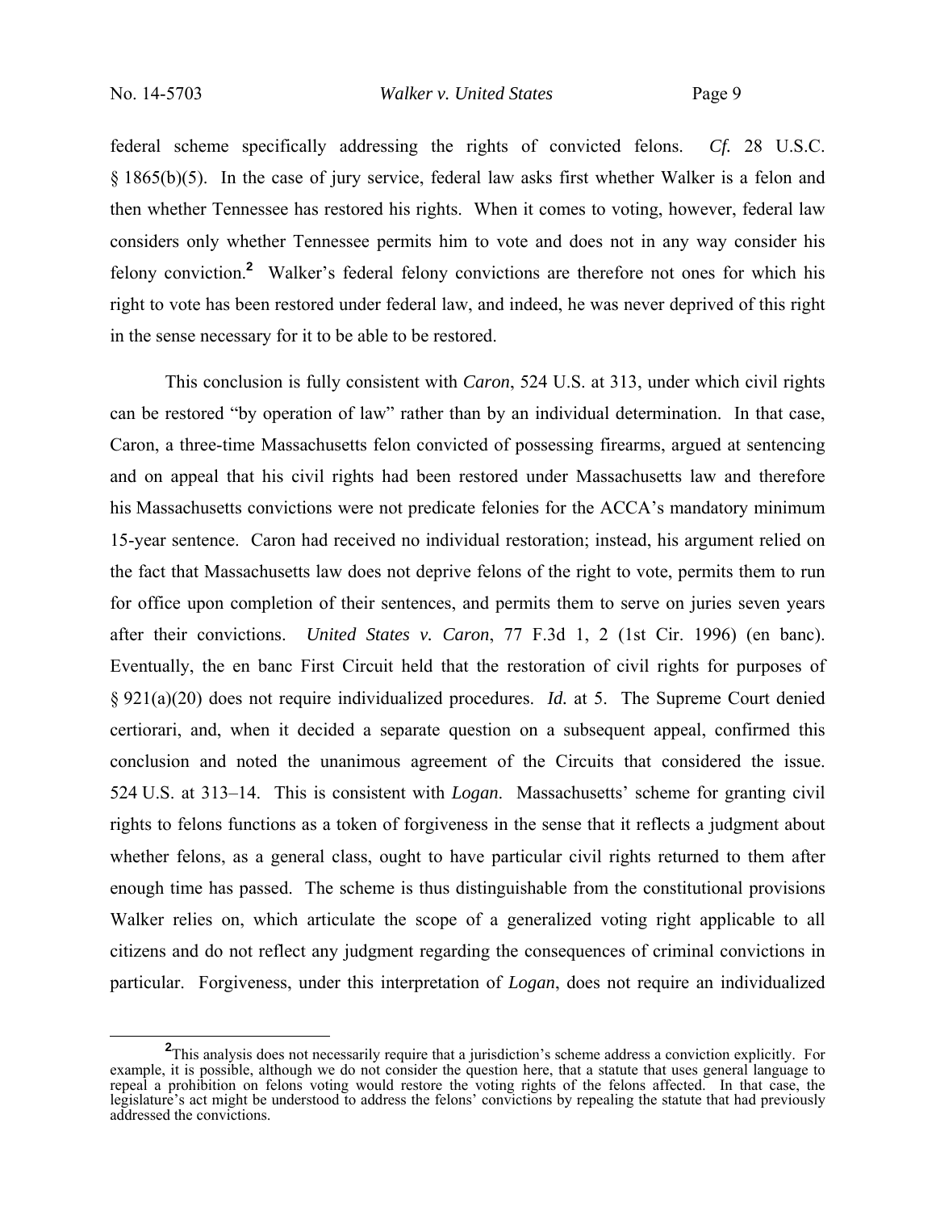federal scheme specifically addressing the rights of convicted felons. *Cf.* 28 U.S.C. § 1865(b)(5). In the case of jury service, federal law asks first whether Walker is a felon and then whether Tennessee has restored his rights. When it comes to voting, however, federal law considers only whether Tennessee permits him to vote and does not in any way consider his felony conviction.[2] Walker's federal felony convictions are therefore not ones for which his right to vote has been restored under federal law, and indeed, he was never deprived of this right in the sense necessary for it to be able to be restored.

This conclusion is fully consistent with *Caron*, 524 U.S. at 313, under which civil rights can be restored "by operation of law" rather than by an individual determination. In that case, Caron, a three-time Massachusetts felon convicted of possessing firearms, argued at sentencing and on appeal that his civil rights had been restored under Massachusetts law and therefore his Massachusetts convictions were not predicate felonies for the ACCA's mandatory minimum 15-year sentence. Caron had received no individual restoration; instead, his argument relied on the fact that Massachusetts law does not deprive felons of the right to vote, permits them to run for office upon completion of their sentences, and permits them to serve on juries seven years after their convictions. *United States v. Caron*, 77 F.3d 1, 2 (1st Cir. 1996) (en banc). Eventually, the en banc First Circuit held that the restoration of civil rights for purposes of § 921(a)(20) does not require individualized procedures. *Id.* at 5. The Supreme Court denied certiorari, and, when it decided a separate question on a subsequent appeal, confirmed this conclusion and noted the unanimous agreement of the Circuits that considered the issue. 524 U.S. at 313–14. This is consistent with *Logan*. Massachusetts' scheme for granting civil rights to felons functions as a token of forgiveness in the sense that it reflects a judgment about whether felons, as a general class, ought to have particular civil rights returned to them after enough time has passed. The scheme is thus distinguishable from the constitutional provisions Walker relies on, which articulate the scope of a generalized voting right applicable to all citizens and do not reflect any judgment regarding the consequences of criminal convictions in particular. Forgiveness, under this interpretation of *Logan*, does not require an individualized

---

[2] This analysis does not necessarily require that a jurisdiction's scheme address a conviction explicitly. For example, it is possible, although we do not consider the question here, that a statute that uses general language to repeal a prohibition on felons voting would restore the voting rights of the felons affected. In that case, the legislature's act might be understood to address the felons' convictions by repealing the statute that had previously addressed the convictions.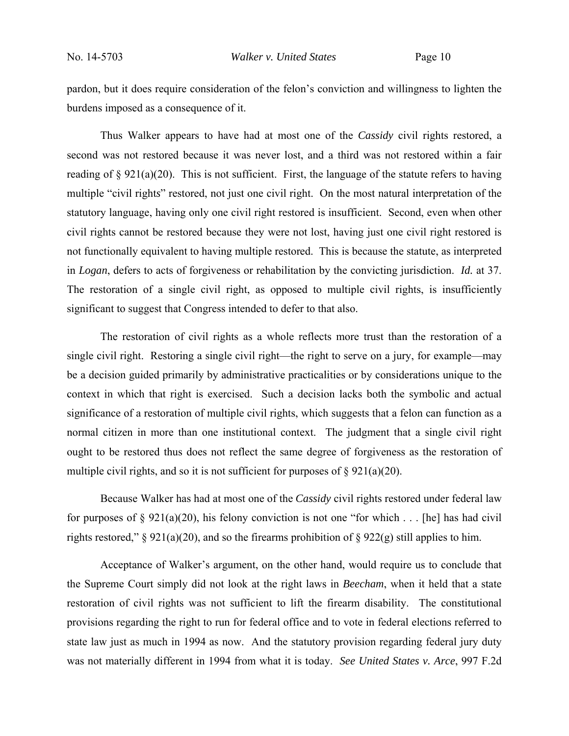pardon, but it does require consideration of the felon's conviction and willingness to lighten the burdens imposed as a consequence of it.

Thus Walker appears to have had at most one of the *Cassidy* civil rights restored, a second was not restored because it was never lost, and a third was not restored within a fair reading of § 921(a)(20). This is not sufficient. First, the language of the statute refers to having multiple "civil rights" restored, not just one civil right. On the most natural interpretation of the statutory language, having only one civil right restored is insufficient. Second, even when other civil rights cannot be restored because they were not lost, having just one civil right restored is not functionally equivalent to having multiple restored. This is because the statute, as interpreted in *Logan*, defers to acts of forgiveness or rehabilitation by the convicting jurisdiction. *Id.* at 37. The restoration of a single civil right, as opposed to multiple civil rights, is insufficiently significant to suggest that Congress intended to defer to that also.

The restoration of civil rights as a whole reflects more trust than the restoration of a single civil right. Restoring a single civil right—the right to serve on a jury, for example—may be a decision guided primarily by administrative practicalities or by considerations unique to the context in which that right is exercised. Such a decision lacks both the symbolic and actual significance of a restoration of multiple civil rights, which suggests that a felon can function as a normal citizen in more than one institutional context. The judgment that a single civil right ought to be restored thus does not reflect the same degree of forgiveness as the restoration of multiple civil rights, and so it is not sufficient for purposes of § 921(a)(20).

Because Walker has had at most one of the *Cassidy* civil rights restored under federal law for purposes of § 921(a)(20), his felony conviction is not one "for which . . . [he] has had civil rights restored," § 921(a)(20), and so the firearms prohibition of § 922(g) still applies to him.

Acceptance of Walker's argument, on the other hand, would require us to conclude that the Supreme Court simply did not look at the right laws in *Beecham*, when it held that a state restoration of civil rights was not sufficient to lift the firearm disability. The constitutional provisions regarding the right to run for federal office and to vote in federal elections referred to state law just as much in 1994 as now. And the statutory provision regarding federal jury duty was not materially different in 1994 from what it is today. *See United States v. Arce*, 997 F.2d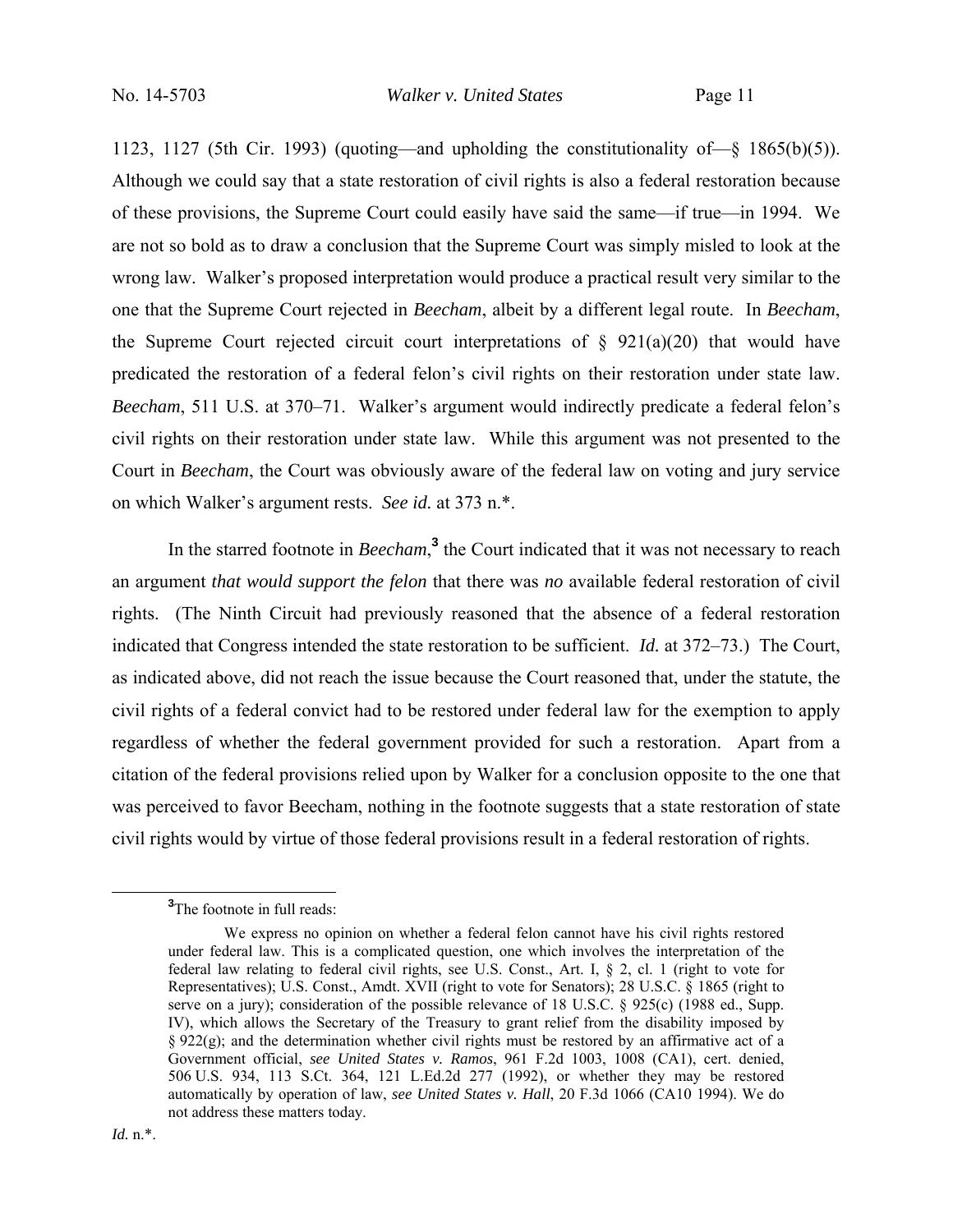1123, 1127 (5th Cir. 1993) (quoting—and upholding the constitutionality of—§ 1865(b)(5)). Although we could say that a state restoration of civil rights is also a federal restoration because of these provisions, the Supreme Court could easily have said the same—if true—in 1994. We are not so bold as to draw a conclusion that the Supreme Court was simply misled to look at the wrong law. Walker's proposed interpretation would produce a practical result very similar to the one that the Supreme Court rejected in *Beecham*, albeit by a different legal route. In *Beecham*, the Supreme Court rejected circuit court interpretations of § 921(a)(20) that would have predicated the restoration of a federal felon's civil rights on their restoration under state law. *Beecham*, 511 U.S. at 370–71. Walker's argument would indirectly predicate a federal felon's civil rights on their restoration under state law. While this argument was not presented to the Court in *Beecham*, the Court was obviously aware of the federal law on voting and jury service on which Walker's argument rests. *See id.* at 373 n.*.

In the starred footnote in *Beecham*,[3] the Court indicated that it was not necessary to reach an argument *that would support the felon* that there was *no* available federal restoration of civil rights. (The Ninth Circuit had previously reasoned that the absence of a federal restoration indicated that Congress intended the state restoration to be sufficient. *Id.* at 372–73.) The Court, as indicated above, did not reach the issue because the Court reasoned that, under the statute, the civil rights of a federal convict had to be restored under federal law for the exemption to apply regardless of whether the federal government provided for such a restoration. Apart from a citation of the federal provisions relied upon by Walker for a conclusion opposite to the one that was perceived to favor Beecham, nothing in the footnote suggests that a state restoration of state civil rights would by virtue of those federal provisions result in a federal restoration of rights.

---

[3]The footnote in full reads:

> We express no opinion on whether a federal felon cannot have his civil rights restored under federal law. This is a complicated question, one which involves the interpretation of the federal law relating to federal civil rights, see U.S. Const., Art. I, § 2, cl. 1 (right to vote for Representatives); U.S. Const., Amdt. XVII (right to vote for Senators); 28 U.S.C. § 1865 (right to serve on a jury); consideration of the possible relevance of 18 U.S.C. § 925(c) (1988 ed., Supp. IV), which allows the Secretary of the Treasury to grant relief from the disability imposed by § 922(g); and the determination whether civil rights must be restored by an affirmative act of a Government official, *see United States v. Ramos*, 961 F.2d 1003, 1008 (CA1), cert. denied, 506 U.S. 934, 113 S.Ct. 364, 121 L.Ed.2d 277 (1992), or whether they may be restored automatically by operation of law, *see United States v. Hall*, 20 F.3d 1066 (CA10 1994). We do not address these matters today.

*Id.* n.*.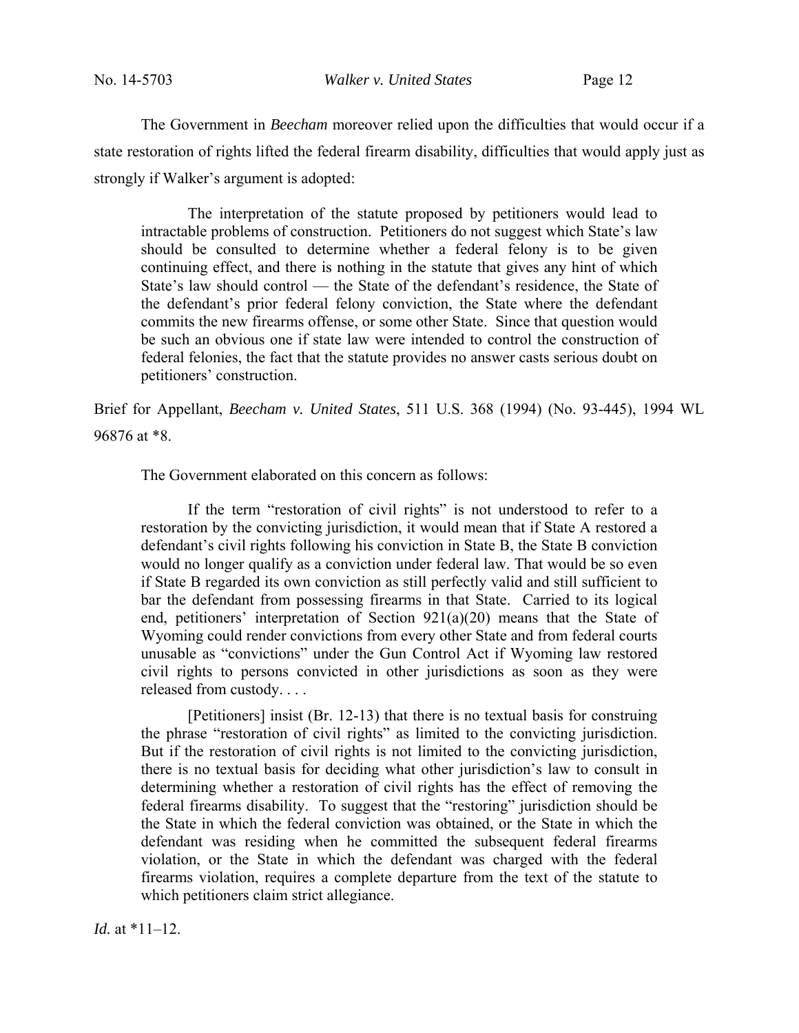The Government in *Beecham* moreover relied upon the difficulties that would occur if a state restoration of rights lifted the federal firearm disability, difficulties that would apply just as strongly if Walker's argument is adopted:

> The interpretation of the statute proposed by petitioners would lead to intractable problems of construction. Petitioners do not suggest which State's law should be consulted to determine whether a federal felony is to be given continuing effect, and there is nothing in the statute that gives any hint of which State's law should control — the State of the defendant's residence, the State of the defendant's prior federal felony conviction, the State where the defendant commits the new firearms offense, or some other State. Since that question would be such an obvious one if state law were intended to control the construction of federal felonies, the fact that the statute provides no answer casts serious doubt on petitioners' construction.

Brief for Appellant, *Beecham v. United States*, 511 U.S. 368 (1994) (No. 93-445), 1994 WL 96876 at *8.

The Government elaborated on this concern as follows:

> If the term "restoration of civil rights" is not understood to refer to a restoration by the convicting jurisdiction, it would mean that if State A restored a defendant's civil rights following his conviction in State B, the State B conviction would no longer qualify as a conviction under federal law. That would be so even if State B regarded its own conviction as still perfectly valid and still sufficient to bar the defendant from possessing firearms in that State. Carried to its logical end, petitioners' interpretation of Section 921(a)(20) means that the State of Wyoming could render convictions from every other State and from federal courts unusable as "convictions" under the Gun Control Act if Wyoming law restored civil rights to persons convicted in other jurisdictions as soon as they were released from custody. . . .
>
> [Petitioners] insist (Br. 12-13) that there is no textual basis for construing the phrase "restoration of civil rights" as limited to the convicting jurisdiction. But if the restoration of civil rights is not limited to the convicting jurisdiction, there is no textual basis for deciding what other jurisdiction's law to consult in determining whether a restoration of civil rights has the effect of removing the federal firearms disability. To suggest that the "restoring" jurisdiction should be the State in which the federal conviction was obtained, or the State in which the defendant was residing when he committed the subsequent federal firearms violation, or the State in which the defendant was charged with the federal firearms violation, requires a complete departure from the text of the statute to which petitioners claim strict allegiance.

*Id.* at *11–12.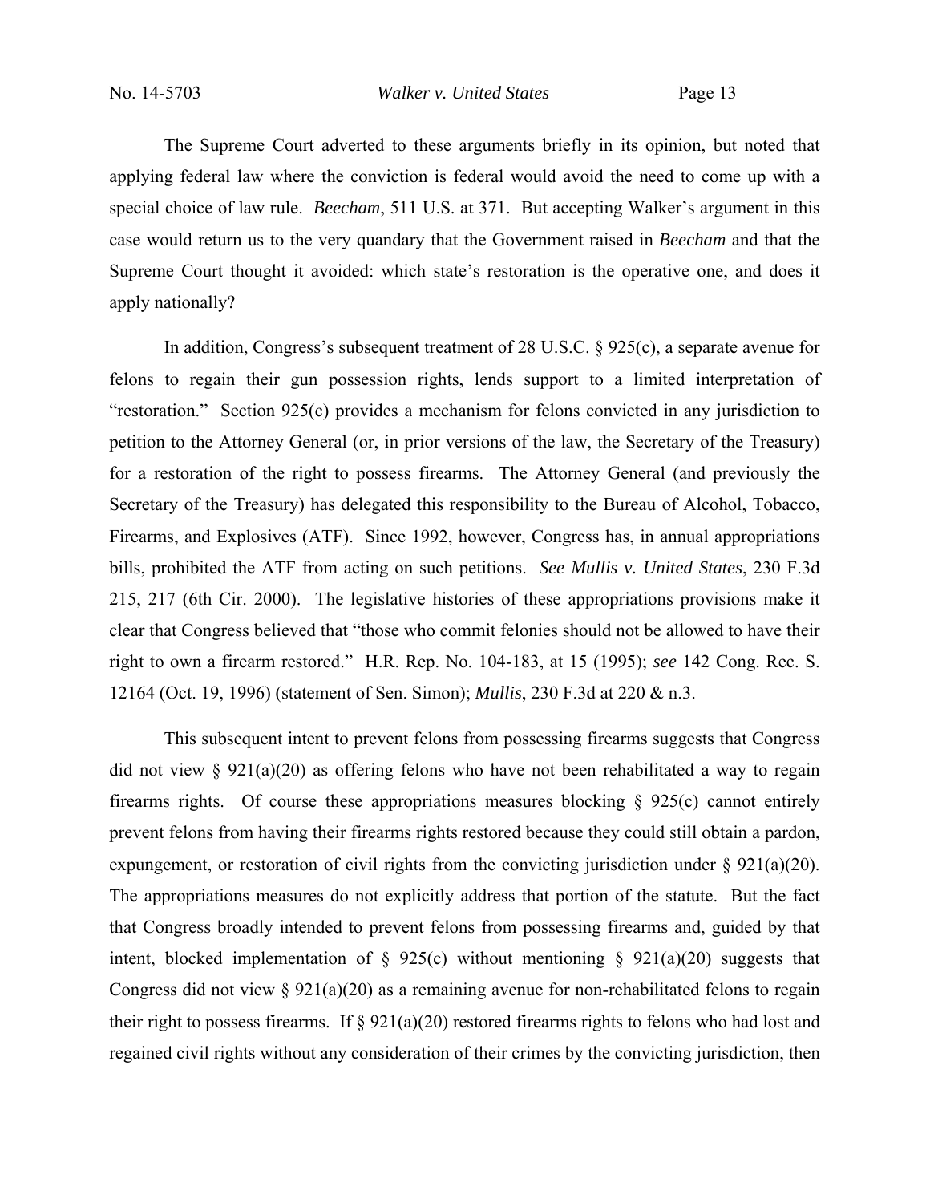The Supreme Court adverted to these arguments briefly in its opinion, but noted that applying federal law where the conviction is federal would avoid the need to come up with a special choice of law rule. *Beecham*, 511 U.S. at 371. But accepting Walker's argument in this case would return us to the very quandary that the Government raised in *Beecham* and that the Supreme Court thought it avoided: which state's restoration is the operative one, and does it apply nationally?

In addition, Congress's subsequent treatment of 28 U.S.C. § 925(c), a separate avenue for felons to regain their gun possession rights, lends support to a limited interpretation of "restoration." Section 925(c) provides a mechanism for felons convicted in any jurisdiction to petition to the Attorney General (or, in prior versions of the law, the Secretary of the Treasury) for a restoration of the right to possess firearms. The Attorney General (and previously the Secretary of the Treasury) has delegated this responsibility to the Bureau of Alcohol, Tobacco, Firearms, and Explosives (ATF). Since 1992, however, Congress has, in annual appropriations bills, prohibited the ATF from acting on such petitions. *See Mullis v. United States*, 230 F.3d 215, 217 (6th Cir. 2000). The legislative histories of these appropriations provisions make it clear that Congress believed that "those who commit felonies should not be allowed to have their right to own a firearm restored." H.R. Rep. No. 104-183, at 15 (1995); *see* 142 Cong. Rec. S. 12164 (Oct. 19, 1996) (statement of Sen. Simon); *Mullis*, 230 F.3d at 220 & n.3.

This subsequent intent to prevent felons from possessing firearms suggests that Congress did not view § 921(a)(20) as offering felons who have not been rehabilitated a way to regain firearms rights. Of course these appropriations measures blocking § 925(c) cannot entirely prevent felons from having their firearms rights restored because they could still obtain a pardon, expungement, or restoration of civil rights from the convicting jurisdiction under § 921(a)(20). The appropriations measures do not explicitly address that portion of the statute. But the fact that Congress broadly intended to prevent felons from possessing firearms and, guided by that intent, blocked implementation of § 925(c) without mentioning § 921(a)(20) suggests that Congress did not view § 921(a)(20) as a remaining avenue for non-rehabilitated felons to regain their right to possess firearms. If § 921(a)(20) restored firearms rights to felons who had lost and regained civil rights without any consideration of their crimes by the convicting jurisdiction, then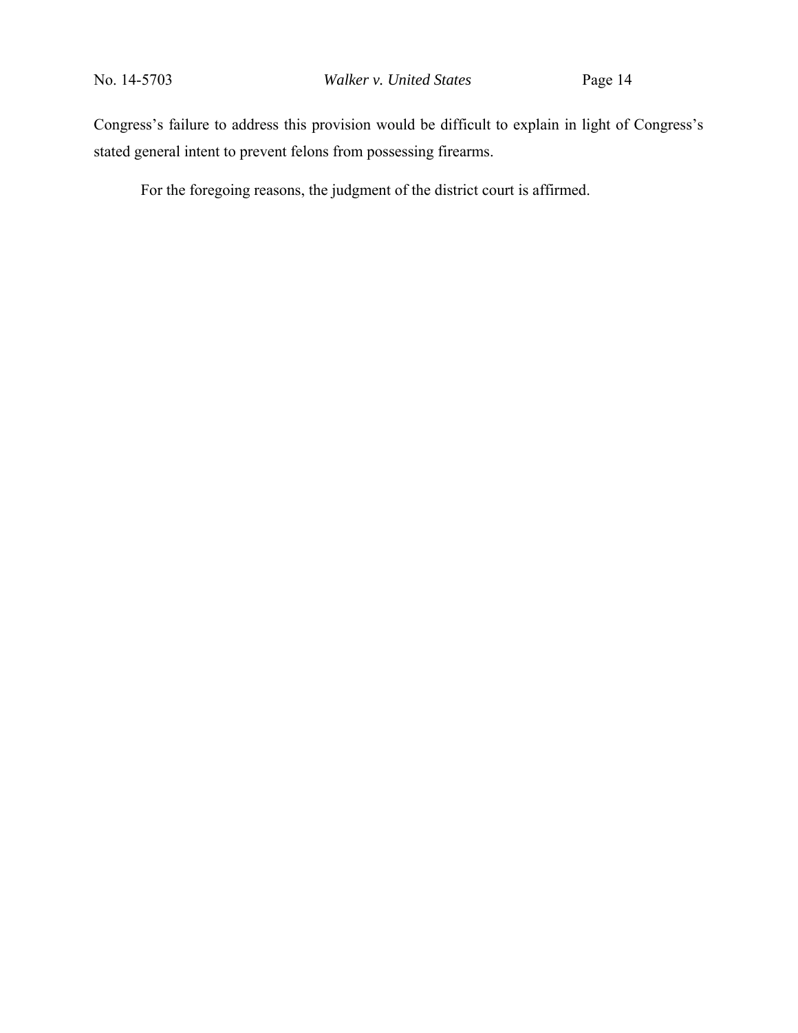Congress's failure to address this provision would be difficult to explain in light of Congress's stated general intent to prevent felons from possessing firearms.

For the foregoing reasons, the judgment of the district court is affirmed.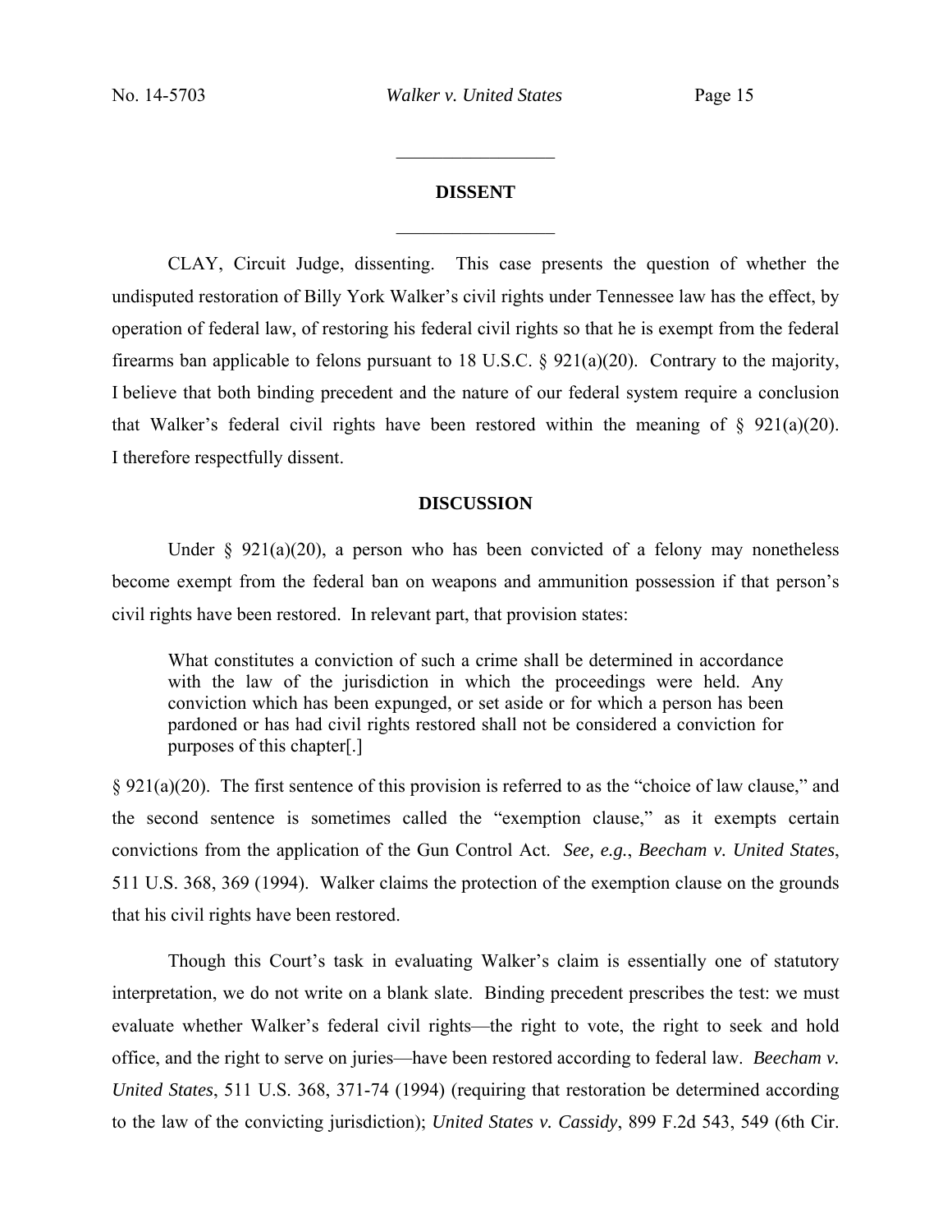## DISSENT

CLAY, Circuit Judge, dissenting. This case presents the question of whether the undisputed restoration of Billy York Walker's civil rights under Tennessee law has the effect, by operation of federal law, of restoring his federal civil rights so that he is exempt from the federal firearms ban applicable to felons pursuant to 18 U.S.C. § 921(a)(20). Contrary to the majority, I believe that both binding precedent and the nature of our federal system require a conclusion that Walker's federal civil rights have been restored within the meaning of § 921(a)(20). I therefore respectfully dissent.

### DISCUSSION

Under § 921(a)(20), a person who has been convicted of a felony may nonetheless become exempt from the federal ban on weapons and ammunition possession if that person's civil rights have been restored. In relevant part, that provision states:

> What constitutes a conviction of such a crime shall be determined in accordance with the law of the jurisdiction in which the proceedings were held. Any conviction which has been expunged, or set aside or for which a person has been pardoned or has had civil rights restored shall not be considered a conviction for purposes of this chapter[.]

§ 921(a)(20). The first sentence of this provision is referred to as the "choice of law clause," and the second sentence is sometimes called the "exemption clause," as it exempts certain convictions from the application of the Gun Control Act. *See, e.g.*, *Beecham v. United States*, 511 U.S. 368, 369 (1994). Walker claims the protection of the exemption clause on the grounds that his civil rights have been restored.

Though this Court's task in evaluating Walker's claim is essentially one of statutory interpretation, we do not write on a blank slate. Binding precedent prescribes the test: we must evaluate whether Walker's federal civil rights—the right to vote, the right to seek and hold office, and the right to serve on juries—have been restored according to federal law. *Beecham v. United States*, 511 U.S. 368, 371-74 (1994) (requiring that restoration be determined according to the law of the convicting jurisdiction); *United States v. Cassidy*, 899 F.2d 543, 549 (6th Cir.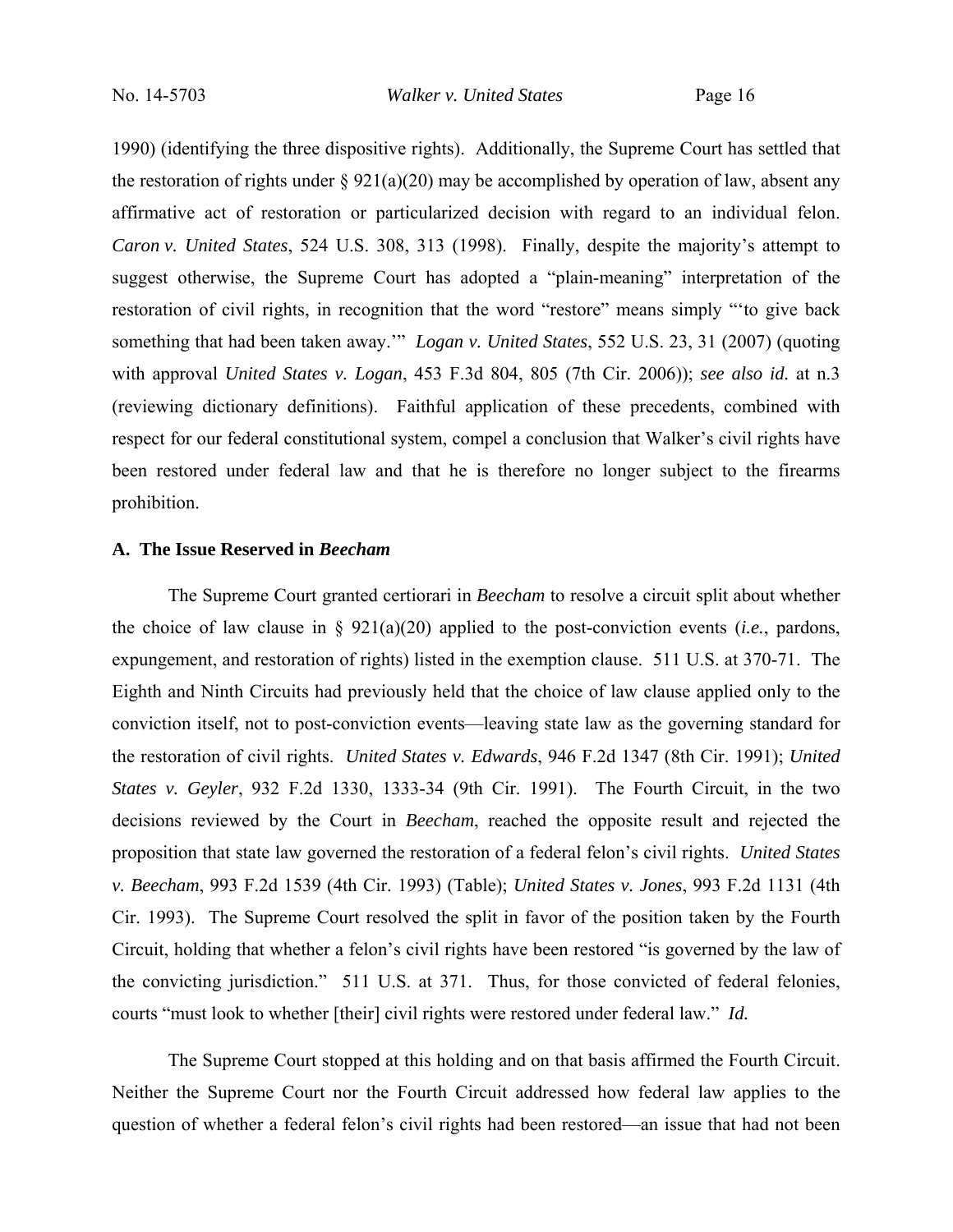1990) (identifying the three dispositive rights). Additionally, the Supreme Court has settled that the restoration of rights under § 921(a)(20) may be accomplished by operation of law, absent any affirmative act of restoration or particularized decision with regard to an individual felon. *Caron v. United States*, 524 U.S. 308, 313 (1998). Finally, despite the majority's attempt to suggest otherwise, the Supreme Court has adopted a "plain-meaning" interpretation of the restoration of civil rights, in recognition that the word "restore" means simply "'to give back something that had been taken away.'" *Logan v. United States*, 552 U.S. 23, 31 (2007) (quoting with approval *United States v. Logan*, 453 F.3d 804, 805 (7th Cir. 2006)); *see also id.* at n.3 (reviewing dictionary definitions). Faithful application of these precedents, combined with respect for our federal constitutional system, compel a conclusion that Walker's civil rights have been restored under federal law and that he is therefore no longer subject to the firearms prohibition.

**A. The Issue Reserved in *Beecham***

The Supreme Court granted certiorari in *Beecham* to resolve a circuit split about whether the choice of law clause in § 921(a)(20) applied to the post-conviction events (*i.e.*, pardons, expungement, and restoration of rights) listed in the exemption clause. 511 U.S. at 370-71. The Eighth and Ninth Circuits had previously held that the choice of law clause applied only to the conviction itself, not to post-conviction events—leaving state law as the governing standard for the restoration of civil rights. *United States v. Edwards*, 946 F.2d 1347 (8th Cir. 1991); *United States v. Geyler*, 932 F.2d 1330, 1333-34 (9th Cir. 1991). The Fourth Circuit, in the two decisions reviewed by the Court in *Beecham*, reached the opposite result and rejected the proposition that state law governed the restoration of a federal felon's civil rights. *United States v. Beecham*, 993 F.2d 1539 (4th Cir. 1993) (Table); *United States v. Jones*, 993 F.2d 1131 (4th Cir. 1993). The Supreme Court resolved the split in favor of the position taken by the Fourth Circuit, holding that whether a felon's civil rights have been restored "is governed by the law of the convicting jurisdiction." 511 U.S. at 371. Thus, for those convicted of federal felonies, courts "must look to whether [their] civil rights were restored under federal law." *Id.*

The Supreme Court stopped at this holding and on that basis affirmed the Fourth Circuit. Neither the Supreme Court nor the Fourth Circuit addressed how federal law applies to the question of whether a federal felon's civil rights had been restored—an issue that had not been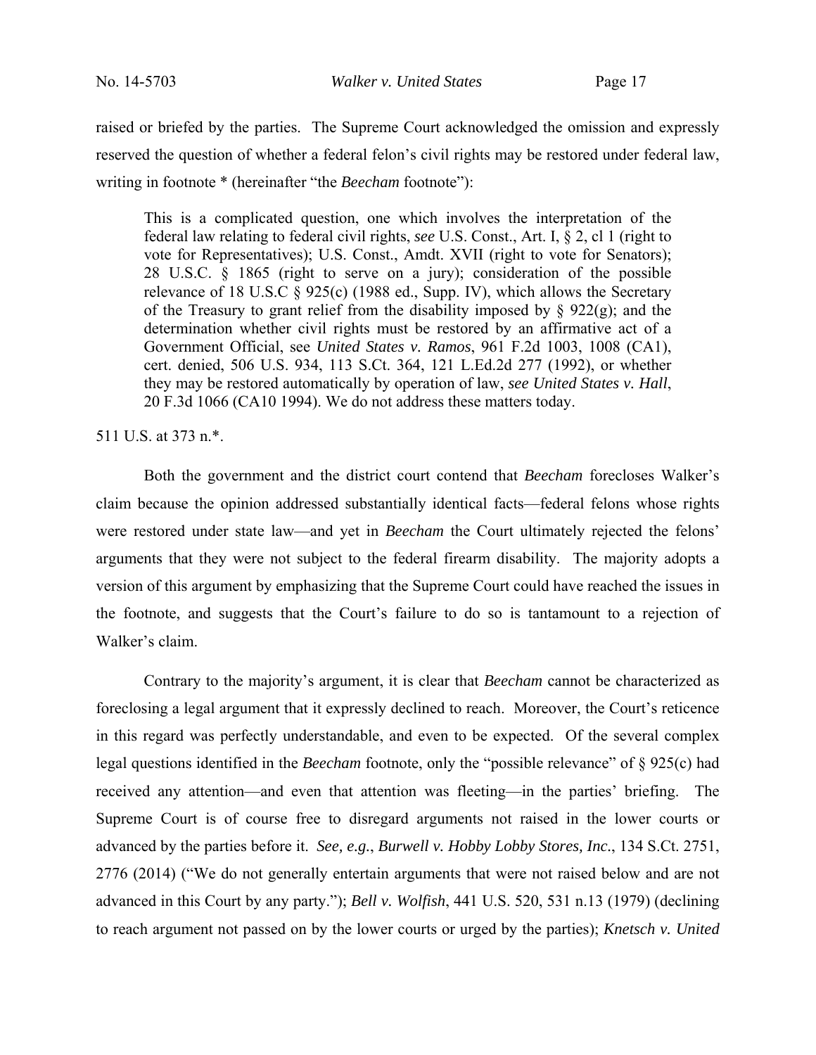raised or briefed by the parties. The Supreme Court acknowledged the omission and expressly reserved the question of whether a federal felon's civil rights may be restored under federal law, writing in footnote * (hereinafter "the *Beecham* footnote"):

> This is a complicated question, one which involves the interpretation of the federal law relating to federal civil rights, *see* U.S. Const., Art. I, § 2, cl 1 (right to vote for Representatives); U.S. Const., Amdt. XVII (right to vote for Senators); 28 U.S.C. § 1865 (right to serve on a jury); consideration of the possible relevance of 18 U.S.C § 925(c) (1988 ed., Supp. IV), which allows the Secretary of the Treasury to grant relief from the disability imposed by § 922(g); and the determination whether civil rights must be restored by an affirmative act of a Government Official, see *United States v. Ramos*, 961 F.2d 1003, 1008 (CA1), cert. denied, 506 U.S. 934, 113 S.Ct. 364, 121 L.Ed.2d 277 (1992), or whether they may be restored automatically by operation of law, *see United States v. Hall*, 20 F.3d 1066 (CA10 1994). We do not address these matters today.

511 U.S. at 373 n.*.

Both the government and the district court contend that *Beecham* forecloses Walker's claim because the opinion addressed substantially identical facts—federal felons whose rights were restored under state law—and yet in *Beecham* the Court ultimately rejected the felons' arguments that they were not subject to the federal firearm disability. The majority adopts a version of this argument by emphasizing that the Supreme Court could have reached the issues in the footnote, and suggests that the Court's failure to do so is tantamount to a rejection of Walker's claim.

Contrary to the majority's argument, it is clear that *Beecham* cannot be characterized as foreclosing a legal argument that it expressly declined to reach. Moreover, the Court's reticence in this regard was perfectly understandable, and even to be expected. Of the several complex legal questions identified in the *Beecham* footnote, only the "possible relevance" of § 925(c) had received any attention—and even that attention was fleeting—in the parties' briefing. The Supreme Court is of course free to disregard arguments not raised in the lower courts or advanced by the parties before it. *See, e.g.*, *Burwell v. Hobby Lobby Stores, Inc*., 134 S.Ct. 2751, 2776 (2014) ("We do not generally entertain arguments that were not raised below and are not advanced in this Court by any party."); *Bell v. Wolfish*, 441 U.S. 520, 531 n.13 (1979) (declining to reach argument not passed on by the lower courts or urged by the parties); *Knetsch v. United*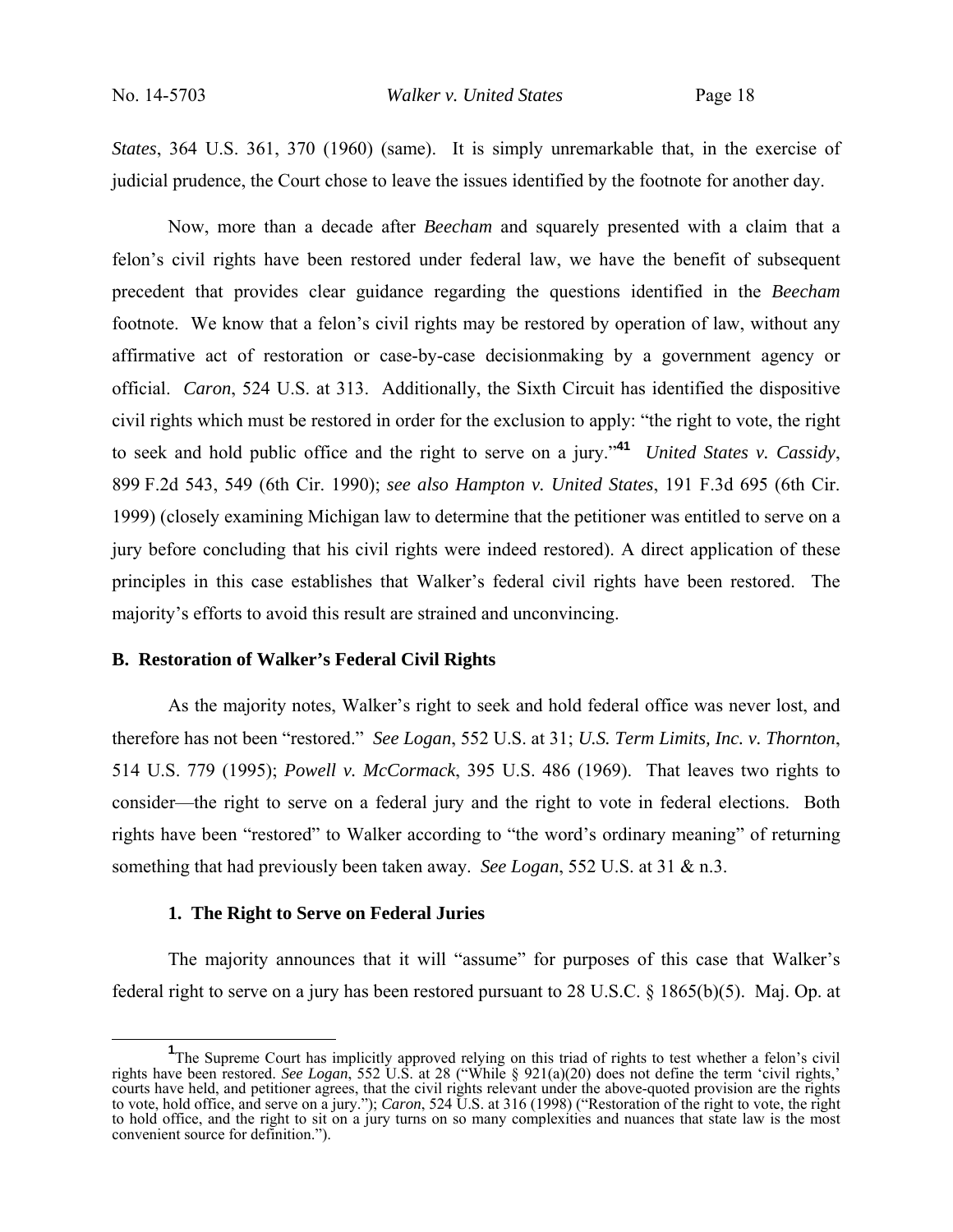*States*, 364 U.S. 361, 370 (1960) (same). It is simply unremarkable that, in the exercise of judicial prudence, the Court chose to leave the issues identified by the footnote for another day.

Now, more than a decade after *Beecham* and squarely presented with a claim that a felon's civil rights have been restored under federal law, we have the benefit of subsequent precedent that provides clear guidance regarding the questions identified in the *Beecham* footnote. We know that a felon's civil rights may be restored by operation of law, without any affirmative act of restoration or case-by-case decisionmaking by a government agency or official. *Caron*, 524 U.S. at 313. Additionally, the Sixth Circuit has identified the dispositive civil rights which must be restored in order for the exclusion to apply: "the right to vote, the right to seek and hold public office and the right to serve on a jury."[41] *United States v. Cassidy*, 899 F.2d 543, 549 (6th Cir. 1990); *see also Hampton v. United States*, 191 F.3d 695 (6th Cir. 1999) (closely examining Michigan law to determine that the petitioner was entitled to serve on a jury before concluding that his civil rights were indeed restored). A direct application of these principles in this case establishes that Walker's federal civil rights have been restored. The majority's efforts to avoid this result are strained and unconvincing.

### B. Restoration of Walker's Federal Civil Rights

As the majority notes, Walker's right to seek and hold federal office was never lost, and therefore has not been "restored." *See Logan*, 552 U.S. at 31; *U.S. Term Limits, Inc. v. Thornton*, 514 U.S. 779 (1995); *Powell v. McCormack*, 395 U.S. 486 (1969). That leaves two rights to consider—the right to serve on a federal jury and the right to vote in federal elections. Both rights have been "restored" to Walker according to "the word's ordinary meaning" of returning something that had previously been taken away. *See Logan*, 552 U.S. at 31 & n.3.

#### 1. The Right to Serve on Federal Juries

The majority announces that it will "assume" for purposes of this case that Walker's federal right to serve on a jury has been restored pursuant to 28 U.S.C. § 1865(b)(5). Maj. Op. at

---

[1]The Supreme Court has implicitly approved relying on this triad of rights to test whether a felon's civil rights have been restored. *See Logan*, 552 U.S. at 28 ("While § 921(a)(20) does not define the term 'civil rights,' courts have held, and petitioner agrees, that the civil rights relevant under the above-quoted provision are the rights to vote, hold office, and serve on a jury."); *Caron*, 524 U.S. at 316 (1998) ("Restoration of the right to vote, the right to hold office, and the right to sit on a jury turns on so many complexities and nuances that state law is the most convenient source for definition.").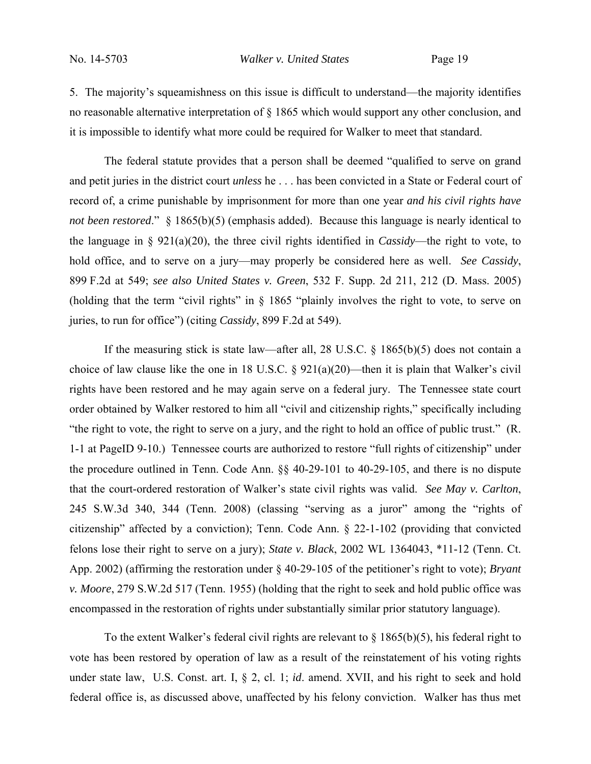5. The majority's squeamishness on this issue is difficult to understand—the majority identifies no reasonable alternative interpretation of § 1865 which would support any other conclusion, and it is impossible to identify what more could be required for Walker to meet that standard.

The federal statute provides that a person shall be deemed "qualified to serve on grand and petit juries in the district court *unless* he . . . has been convicted in a State or Federal court of record of, a crime punishable by imprisonment for more than one year *and his civil rights have not been restored*." § 1865(b)(5) (emphasis added). Because this language is nearly identical to the language in § 921(a)(20), the three civil rights identified in *Cassidy*—the right to vote, to hold office, and to serve on a jury—may properly be considered here as well. *See Cassidy*, 899 F.2d at 549; *see also United States v. Green*, 532 F. Supp. 2d 211, 212 (D. Mass. 2005) (holding that the term "civil rights" in § 1865 "plainly involves the right to vote, to serve on juries, to run for office") (citing *Cassidy*, 899 F.2d at 549).

If the measuring stick is state law—after all, 28 U.S.C. § 1865(b)(5) does not contain a choice of law clause like the one in 18 U.S.C. § 921(a)(20)—then it is plain that Walker's civil rights have been restored and he may again serve on a federal jury. The Tennessee state court order obtained by Walker restored to him all "civil and citizenship rights," specifically including "the right to vote, the right to serve on a jury, and the right to hold an office of public trust." (R. 1-1 at PageID 9-10.) Tennessee courts are authorized to restore "full rights of citizenship" under the procedure outlined in Tenn. Code Ann. §§ 40-29-101 to 40-29-105, and there is no dispute that the court-ordered restoration of Walker's state civil rights was valid. *See May v. Carlton*, 245 S.W.3d 340, 344 (Tenn. 2008) (classing "serving as a juror" among the "rights of citizenship" affected by a conviction); Tenn. Code Ann. § 22-1-102 (providing that convicted felons lose their right to serve on a jury); *State v. Black*, 2002 WL 1364043, *11-12 (Tenn. Ct. App. 2002) (affirming the restoration under § 40-29-105 of the petitioner's right to vote); *Bryant v. Moore*, 279 S.W.2d 517 (Tenn. 1955) (holding that the right to seek and hold public office was encompassed in the restoration of rights under substantially similar prior statutory language).

To the extent Walker's federal civil rights are relevant to § 1865(b)(5), his federal right to vote has been restored by operation of law as a result of the reinstatement of his voting rights under state law, U.S. Const. art. I, § 2, cl. 1; *id*. amend. XVII, and his right to seek and hold federal office is, as discussed above, unaffected by his felony conviction. Walker has thus met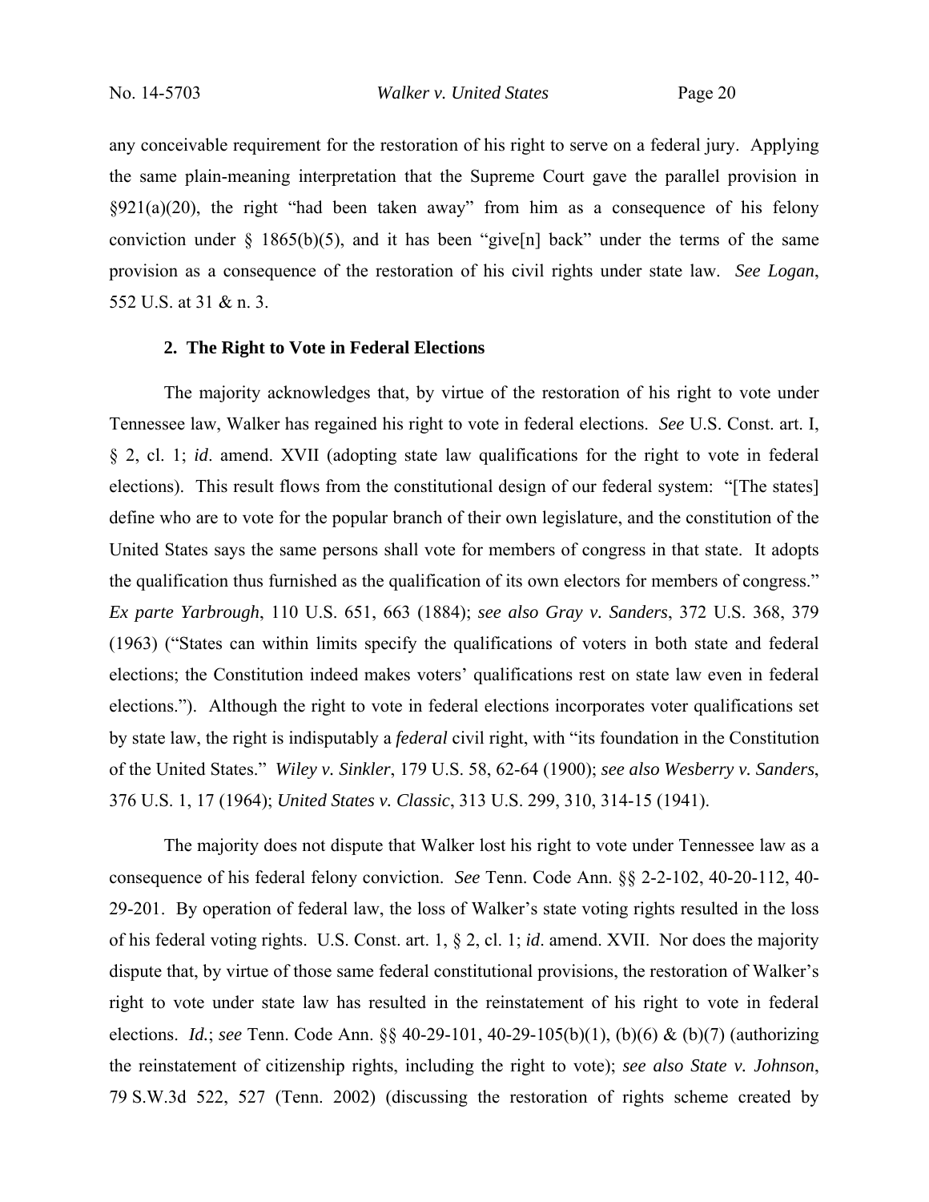any conceivable requirement for the restoration of his right to serve on a federal jury. Applying the same plain-meaning interpretation that the Supreme Court gave the parallel provision in §921(a)(20), the right "had been taken away" from him as a consequence of his felony conviction under § 1865(b)(5), and it has been "give[n] back" under the terms of the same provision as a consequence of the restoration of his civil rights under state law. *See Logan*, 552 U.S. at 31 & n. 3.

**2. The Right to Vote in Federal Elections**

The majority acknowledges that, by virtue of the restoration of his right to vote under Tennessee law, Walker has regained his right to vote in federal elections. *See* U.S. Const. art. I, § 2, cl. 1; *id*. amend. XVII (adopting state law qualifications for the right to vote in federal elections). This result flows from the constitutional design of our federal system: "[The states] define who are to vote for the popular branch of their own legislature, and the constitution of the United States says the same persons shall vote for members of congress in that state. It adopts the qualification thus furnished as the qualification of its own electors for members of congress." *Ex parte Yarbrough*, 110 U.S. 651, 663 (1884); *see also Gray v. Sanders*, 372 U.S. 368, 379 (1963) ("States can within limits specify the qualifications of voters in both state and federal elections; the Constitution indeed makes voters' qualifications rest on state law even in federal elections."). Although the right to vote in federal elections incorporates voter qualifications set by state law, the right is indisputably a *federal* civil right, with "its foundation in the Constitution of the United States." *Wiley v. Sinkler*, 179 U.S. 58, 62-64 (1900); *see also Wesberry v. Sanders*, 376 U.S. 1, 17 (1964); *United States v. Classic*, 313 U.S. 299, 310, 314-15 (1941).

The majority does not dispute that Walker lost his right to vote under Tennessee law as a consequence of his federal felony conviction. *See* Tenn. Code Ann. §§ 2-2-102, 40-20-112, 40-29-201. By operation of federal law, the loss of Walker's state voting rights resulted in the loss of his federal voting rights. U.S. Const. art. 1, § 2, cl. 1; *id*. amend. XVII. Nor does the majority dispute that, by virtue of those same federal constitutional provisions, the restoration of Walker's right to vote under state law has resulted in the reinstatement of his right to vote in federal elections. *Id.*; *see* Tenn. Code Ann. §§ 40-29-101, 40-29-105(b)(1), (b)(6) & (b)(7) (authorizing the reinstatement of citizenship rights, including the right to vote); *see also State v. Johnson*, 79 S.W.3d 522, 527 (Tenn. 2002) (discussing the restoration of rights scheme created by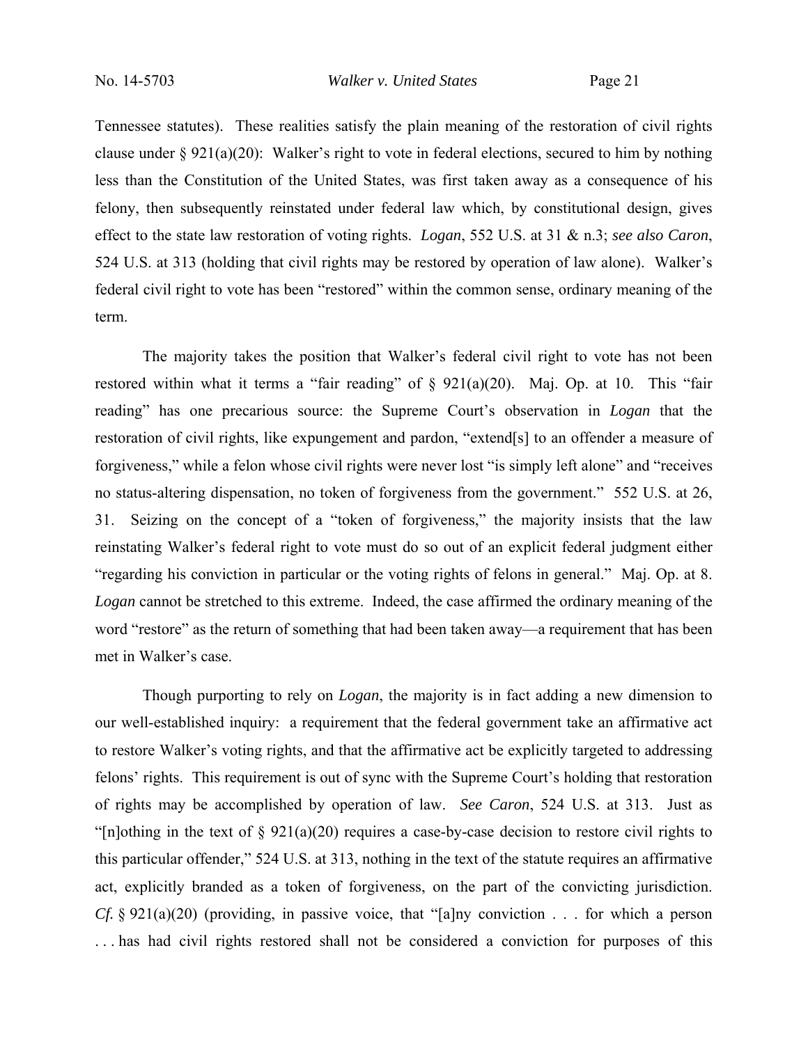Tennessee statutes). These realities satisfy the plain meaning of the restoration of civil rights clause under § 921(a)(20): Walker's right to vote in federal elections, secured to him by nothing less than the Constitution of the United States, was first taken away as a consequence of his felony, then subsequently reinstated under federal law which, by constitutional design, gives effect to the state law restoration of voting rights. *Logan*, 552 U.S. at 31 & n.3; *see also Caron*, 524 U.S. at 313 (holding that civil rights may be restored by operation of law alone). Walker's federal civil right to vote has been "restored" within the common sense, ordinary meaning of the term.

The majority takes the position that Walker's federal civil right to vote has not been restored within what it terms a "fair reading" of § 921(a)(20). Maj. Op. at 10. This "fair reading" has one precarious source: the Supreme Court's observation in *Logan* that the restoration of civil rights, like expungement and pardon, "extend[s] to an offender a measure of forgiveness," while a felon whose civil rights were never lost "is simply left alone" and "receives no status-altering dispensation, no token of forgiveness from the government." 552 U.S. at 26, 31. Seizing on the concept of a "token of forgiveness," the majority insists that the law reinstating Walker's federal right to vote must do so out of an explicit federal judgment either "regarding his conviction in particular or the voting rights of felons in general." Maj. Op. at 8. *Logan* cannot be stretched to this extreme. Indeed, the case affirmed the ordinary meaning of the word "restore" as the return of something that had been taken away—a requirement that has been met in Walker's case.

Though purporting to rely on *Logan*, the majority is in fact adding a new dimension to our well-established inquiry: a requirement that the federal government take an affirmative act to restore Walker's voting rights, and that the affirmative act be explicitly targeted to addressing felons' rights. This requirement is out of sync with the Supreme Court's holding that restoration of rights may be accomplished by operation of law. *See Caron*, 524 U.S. at 313. Just as "[n]othing in the text of § 921(a)(20) requires a case-by-case decision to restore civil rights to this particular offender," 524 U.S. at 313, nothing in the text of the statute requires an affirmative act, explicitly branded as a token of forgiveness, on the part of the convicting jurisdiction. *Cf.* § 921(a)(20) (providing, in passive voice, that "[a]ny conviction . . . for which a person . . . has had civil rights restored shall not be considered a conviction for purposes of this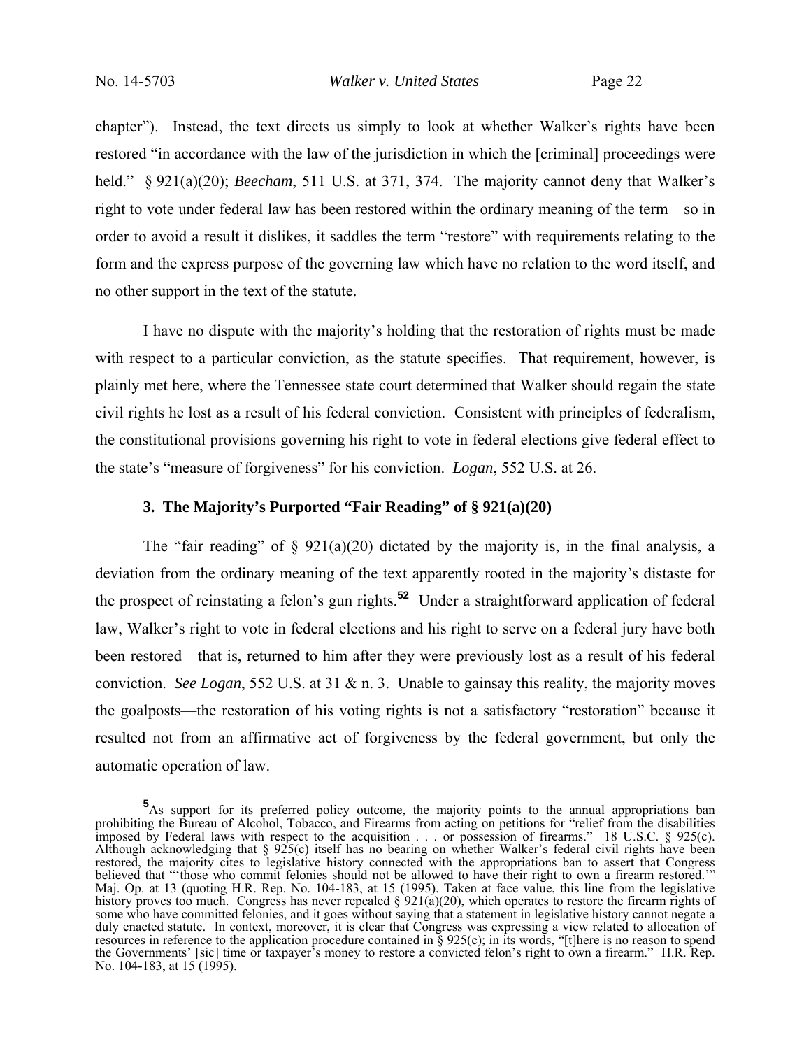chapter"). Instead, the text directs us simply to look at whether Walker's rights have been restored "in accordance with the law of the jurisdiction in which the [criminal] proceedings were held." § 921(a)(20); *Beecham*, 511 U.S. at 371, 374. The majority cannot deny that Walker's right to vote under federal law has been restored within the ordinary meaning of the term—so in order to avoid a result it dislikes, it saddles the term "restore" with requirements relating to the form and the express purpose of the governing law which have no relation to the word itself, and no other support in the text of the statute.

I have no dispute with the majority's holding that the restoration of rights must be made with respect to a particular conviction, as the statute specifies. That requirement, however, is plainly met here, where the Tennessee state court determined that Walker should regain the state civil rights he lost as a result of his federal conviction. Consistent with principles of federalism, the constitutional provisions governing his right to vote in federal elections give federal effect to the state's "measure of forgiveness" for his conviction. *Logan*, 552 U.S. at 26.

### 3. The Majority's Purported "Fair Reading" of § 921(a)(20)

The "fair reading" of § 921(a)(20) dictated by the majority is, in the final analysis, a deviation from the ordinary meaning of the text apparently rooted in the majority's distaste for the prospect of reinstating a felon's gun rights.[5] Under a straightforward application of federal law, Walker's right to vote in federal elections and his right to serve on a federal jury have both been restored—that is, returned to him after they were previously lost as a result of his federal conviction. *See Logan*, 552 U.S. at 31 & n. 3. Unable to gainsay this reality, the majority moves the goalposts—the restoration of his voting rights is not a satisfactory "restoration" because it resulted not from an affirmative act of forgiveness by the federal government, but only the automatic operation of law.

[5] As support for its preferred policy outcome, the majority points to the annual appropriations ban prohibiting the Bureau of Alcohol, Tobacco, and Firearms from acting on petitions for "relief from the disabilities imposed by Federal laws with respect to the acquisition . . . or possession of firearms." 18 U.S.C. § 925(c). Although acknowledging that § 925(c) itself has no bearing on whether Walker's federal civil rights have been restored, the majority cites to legislative history connected with the appropriations ban to assert that Congress believed that "'those who commit felonies should not be allowed to have their right to own a firearm restored.'" Maj. Op. at 13 (quoting H.R. Rep. No. 104-183, at 15 (1995). Taken at face value, this line from the legislative history proves too much. Congress has never repealed § 921(a)(20), which operates to restore the firearm rights of some who have committed felonies, and it goes without saying that a statement in legislative history cannot negate a duly enacted statute. In context, moreover, it is clear that Congress was expressing a view related to allocation of resources in reference to the application procedure contained in § 925(c); in its words, "[t]here is no reason to spend the Governments' [sic] time or taxpayer's money to restore a convicted felon's right to own a firearm." H.R. Rep. No. 104-183, at 15 (1995).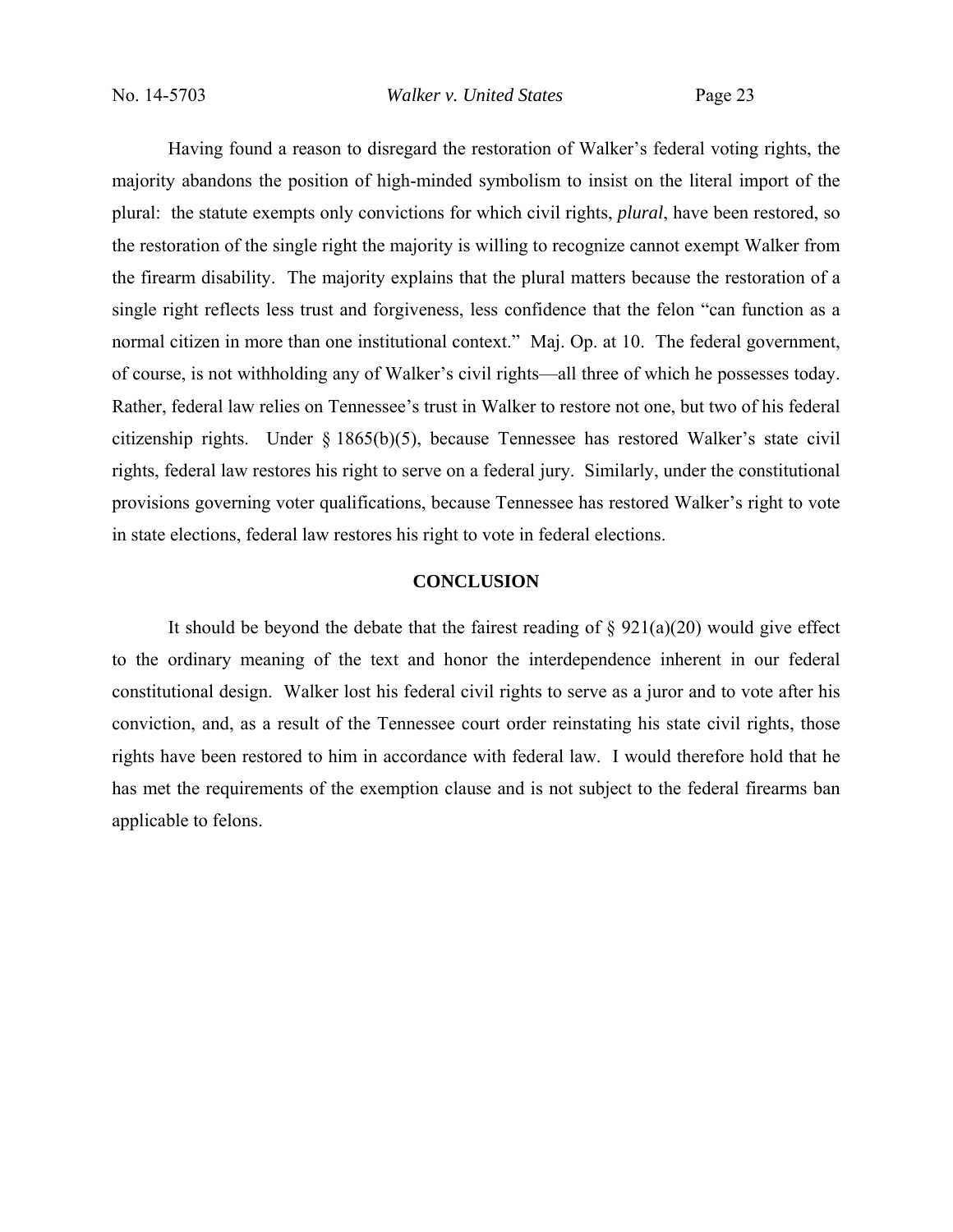Having found a reason to disregard the restoration of Walker's federal voting rights, the majority abandons the position of high-minded symbolism to insist on the literal import of the plural: the statute exempts only convictions for which civil rights, *plural*, have been restored, so the restoration of the single right the majority is willing to recognize cannot exempt Walker from the firearm disability. The majority explains that the plural matters because the restoration of a single right reflects less trust and forgiveness, less confidence that the felon "can function as a normal citizen in more than one institutional context." Maj. Op. at 10. The federal government, of course, is not withholding any of Walker's civil rights—all three of which he possesses today. Rather, federal law relies on Tennessee's trust in Walker to restore not one, but two of his federal citizenship rights. Under § 1865(b)(5), because Tennessee has restored Walker's state civil rights, federal law restores his right to serve on a federal jury. Similarly, under the constitutional provisions governing voter qualifications, because Tennessee has restored Walker's right to vote in state elections, federal law restores his right to vote in federal elections.

## CONCLUSION

It should be beyond the debate that the fairest reading of § 921(a)(20) would give effect to the ordinary meaning of the text and honor the interdependence inherent in our federal constitutional design. Walker lost his federal civil rights to serve as a juror and to vote after his conviction, and, as a result of the Tennessee court order reinstating his state civil rights, those rights have been restored to him in accordance with federal law. I would therefore hold that he has met the requirements of the exemption clause and is not subject to the federal firearms ban applicable to felons.